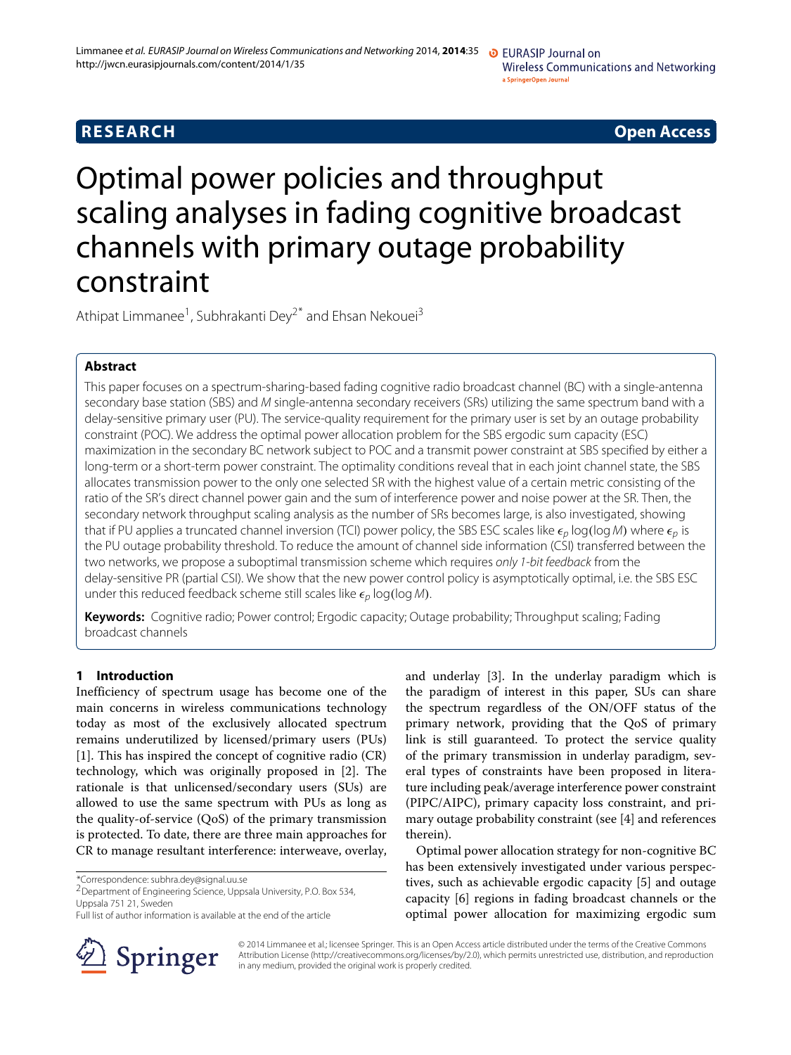**RESEARCH** **Open Access**

# Optimal power policies and throughput scaling analyses in fading cognitive broadcast channels with primary outage probability constraint

Athipat Limmanee[1], Subhrakanti Dey[2*] and Ehsan Nekouei[3]

## Abstract

This paper focuses on a spectrum-sharing-based fading cognitive radio broadcast channel (BC) with a single-antenna secondary base station (SBS) and $M$ single-antenna secondary receivers (SRs) utilizing the same spectrum band with a delay-sensitive primary user (PU). The service-quality requirement for the primary user is set by an outage probability constraint (POC). We address the optimal power allocation problem for the SBS ergodic sum capacity (ESC) maximization in the secondary BC network subject to POC and a transmit power constraint at SBS specified by either a long-term or a short-term power constraint. The optimality conditions reveal that in each joint channel state, the SBS allocates transmission power to the only one selected SR with the highest value of a certain metric consisting of the ratio of the SR's direct channel power gain and the sum of interference power and noise power at the SR. Then, the secondary network throughput scaling analysis as the number of SRs becomes large, is also investigated, showing that if PU applies a truncated channel inversion (TCI) power policy, the SBS ESC scales like $\epsilon_p \log(\log M)$ where $\epsilon_p$ is the PU outage probability threshold. To reduce the amount of channel side information (CSI) transferred between the two networks, we propose a suboptimal transmission scheme which requires *only 1-bit feedback* from the delay-sensitive PR (partial CSI). We show that the new power control policy is asymptotically optimal, i.e. the SBS ESC under this reduced feedback scheme still scales like $\epsilon_p \log(\log M)$.

**Keywords:** Cognitive radio; Power control; Ergodic capacity; Outage probability; Throughput scaling; Fading broadcast channels

## 1 Introduction

Inefficiency of spectrum usage has become one of the main concerns in wireless communications technology today as most of the exclusively allocated spectrum remains underutilized by licensed/primary users (PUs) [1]. This has inspired the concept of cognitive radio (CR) technology, which was originally proposed in [2]. The rationale is that unlicensed/secondary users (SUs) are allowed to use the same spectrum with PUs as long as the quality-of-service (QoS) of the primary transmission is protected. To date, there are three main approaches for CR to manage resultant interference: interweave, overlay, and underlay [3]. In the underlay paradigm which is the paradigm of interest in this paper, SUs can share the spectrum regardless of the ON/OFF status of the primary network, providing that the QoS of primary link is still guaranteed. To protect the service quality of the primary transmission in underlay paradigm, several types of constraints have been proposed in literature including peak/average interference power constraint (PIPC/AIPC), primary capacity loss constraint, and primary outage probability constraint (see [4] and references therein).

Optimal power allocation strategy for non-cognitive BC has been extensively investigated under various perspectives, such as achievable ergodic capacity [5] and outage capacity [6] regions in fading broadcast channels or the optimal power allocation for maximizing ergodic sum

*Correspondence: subhra.dey@signal.uu.se
[2]Department of Engineering Science, Uppsala University, P.O. Box 534, Uppsala 751 21, Sweden
Full list of author information is available at the end of the article

© 2014 Limmanee et al.; licensee Springer. This is an Open Access article distributed under the terms of the Creative Commons Attribution License (http://creativecommons.org/licenses/by/2.0), which permits unrestricted use, distribution, and reproduction in any medium, provided the original work is properly credited.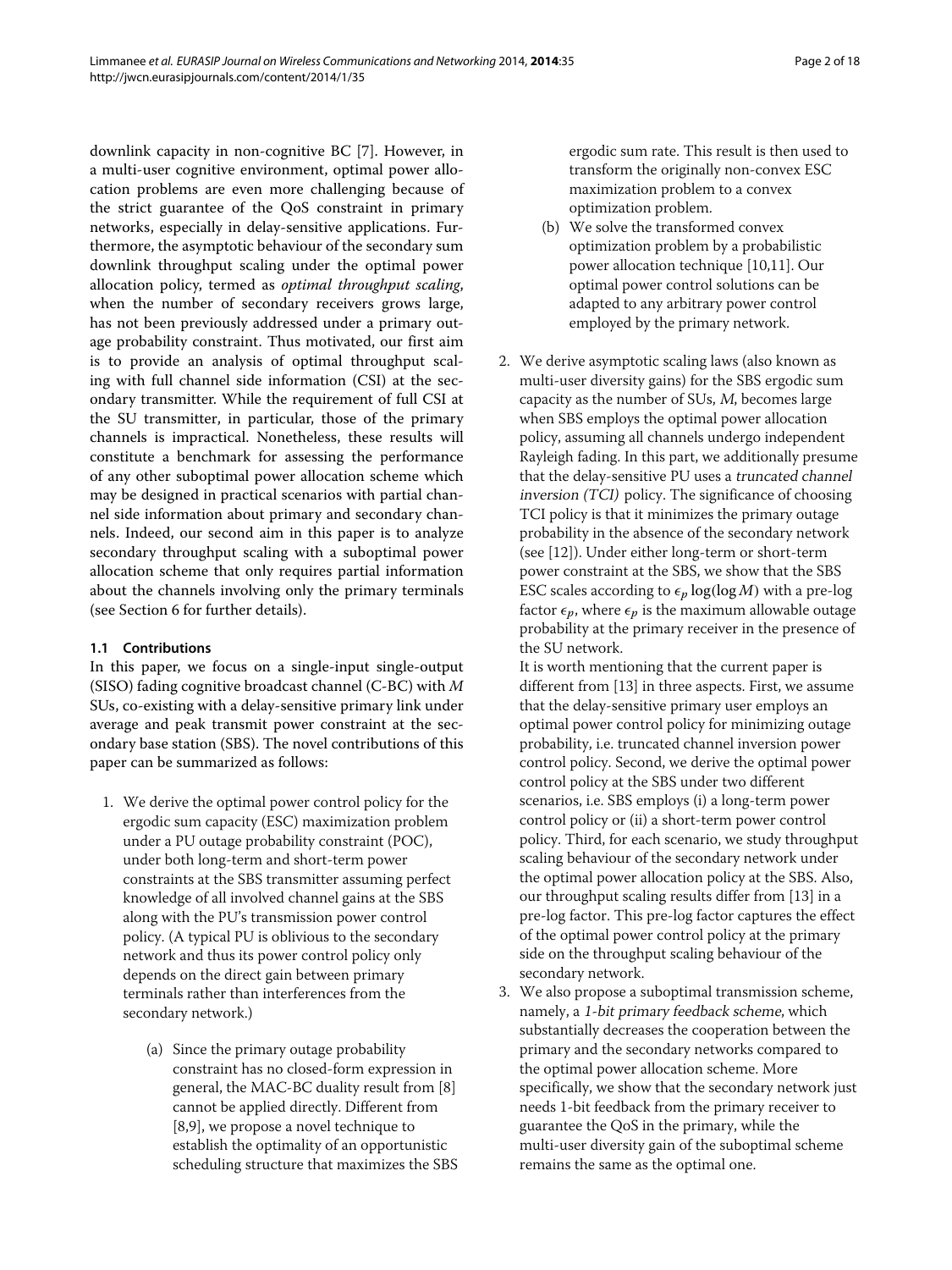downlink capacity in non-cognitive BC [7]. However, in a multi-user cognitive environment, optimal power allocation problems are even more challenging because of the strict guarantee of the QoS constraint in primary networks, especially in delay-sensitive applications. Furthermore, the asymptotic behaviour of the secondary sum downlink throughput scaling under the optimal power allocation policy, termed as *optimal throughput scaling*, when the number of secondary receivers grows large, has not been previously addressed under a primary outage probability constraint. Thus motivated, our first aim is to provide an analysis of optimal throughput scaling with full channel side information (CSI) at the secondary transmitter. While the requirement of full CSI at the SU transmitter, in particular, those of the primary channels is impractical. Nonetheless, these results will constitute a benchmark for assessing the performance of any other suboptimal power allocation scheme which may be designed in practical scenarios with partial channel side information about primary and secondary channels. Indeed, our second aim in this paper is to analyze secondary throughput scaling with a suboptimal power allocation scheme that only requires partial information about the channels involving only the primary terminals (see Section 6 for further details).

### 1.1 Contributions

In this paper, we focus on a single-input single-output (SISO) fading cognitive broadcast channel (C-BC) with $M$ SUs, co-existing with a delay-sensitive primary link under average and peak transmit power constraint at the secondary base station (SBS). The novel contributions of this paper can be summarized as follows:

1. We derive the optimal power control policy for the ergodic sum capacity (ESC) maximization problem under a PU outage probability constraint (POC), under both long-term and short-term power constraints at the SBS transmitter assuming perfect knowledge of all involved channel gains at the SBS along with the PU's transmission power control policy. (A typical PU is oblivious to the secondary network and thus its power control policy only depends on the direct gain between primary terminals rather than interferences from the secondary network.)
   (a) Since the primary outage probability constraint has no closed-form expression in general, the MAC-BC duality result from [8] cannot be applied directly. Different from [8,9], we propose a novel technique to establish the optimality of an opportunistic scheduling structure that maximizes the SBS ergodic sum rate. This result is then used to transform the originally non-convex ESC maximization problem to a convex optimization problem.
   (b) We solve the transformed convex optimization problem by a probabilistic power allocation technique [10,11]. Our optimal power control solutions can be adapted to any arbitrary power control employed by the primary network.
2. We derive asymptotic scaling laws (also known as multi-user diversity gains) for the SBS ergodic sum capacity as the number of SUs, $M$, becomes large when SBS employs the optimal power allocation policy, assuming all channels undergo independent Rayleigh fading. In this part, we additionally presume that the delay-sensitive PU uses a *truncated channel inversion (TCI)* policy. The significance of choosing TCI policy is that it minimizes the primary outage probability in the absence of the secondary network (see [12]). Under either long-term or short-term power constraint at the SBS, we show that the SBS ESC scales according to $\epsilon_p \log(\log M)$ with a pre-log factor $\epsilon_p$, where $\epsilon_p$ is the maximum allowable outage probability at the primary receiver in the presence of the SU network.

   It is worth mentioning that the current paper is different from [13] in three aspects. First, we assume that the delay-sensitive primary user employs an optimal power control policy for minimizing outage probability, i.e. truncated channel inversion power control policy. Second, we derive the optimal power control policy at the SBS under two different scenarios, i.e. SBS employs (i) a long-term power control policy or (ii) a short-term power control policy. Third, for each scenario, we study throughput scaling behaviour of the secondary network under the optimal power allocation policy at the SBS. Also, our throughput scaling results differ from [13] in a pre-log factor. This pre-log factor captures the effect of the optimal power control policy at the primary side on the throughput scaling behaviour of the secondary network.
3. We also propose a suboptimal transmission scheme, namely, a *1-bit primary feedback scheme*, which substantially decreases the cooperation between the primary and the secondary networks compared to the optimal power allocation scheme. More specifically, we show that the secondary network just needs 1-bit feedback from the primary receiver to guarantee the QoS in the primary, while the multi-user diversity gain of the suboptimal scheme remains the same as the optimal one.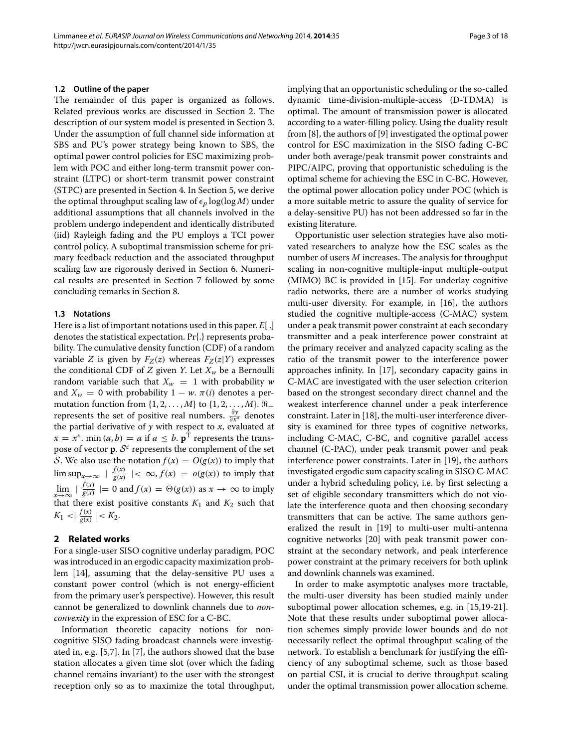### 1.2 Outline of the paper

The remainder of this paper is organized as follows. Related previous works are discussed in Section 2. The description of our system model is presented in Section 3. Under the assumption of full channel side information at SBS and PU's power strategy being known to SBS, the optimal power control policies for ESC maximizing problem with POC and either long-term transmit power constraint (LTPC) or short-term transmit power constraint (STPC) are presented in Section 4. In Section 5, we derive the optimal throughput scaling law of $\epsilon_p \log(\log M)$ under additional assumptions that all channels involved in the problem undergo independent and identically distributed (iid) Rayleigh fading and the PU employs a TCI power control policy. A suboptimal transmission scheme for primary feedback reduction and the associated throughput scaling law are rigorously derived in Section 6. Numerical results are presented in Section 7 followed by some concluding remarks in Section 8.

### 1.3 Notations

Here is a list of important notations used in this paper. $E[\,.]$ denotes the statistical expectation. $\Pr\{.\}$ represents probability. The cumulative density function (CDF) of a random variable $Z$ is given by $F_Z(z)$ whereas $F_Z(z|Y)$ expresses the conditional CDF of $Z$ given $Y$. Let $X_w$ be a Bernoulli random variable such that $X_w = 1$ with probability $w$ and $X_w = 0$ with probability $1 - w$. $\pi(i)$ denotes a permutation function from $\{1, 2, \ldots, M\}$ to $\{1, 2, \ldots, M\}$. $\Re_+$ represents the set of positive real numbers. $\frac{\partial y}{\partial x^*}$ denotes the partial derivative of $y$ with respect to $x$, evaluated at $x = x^*$. $\min(a, b) = a$ if $a \leq b$. $\mathbf{p}^T$ represents the transpose of vector $\mathbf{p}$. $\mathcal{S}^c$ represents the complement of the set $\mathcal{S}$. We also use the notation $f(x) = O(g(x))$ to imply that $\limsup_{x\to\infty} \mid \frac{f(x)}{g(x)} \mid < \infty$, $f(x) = o(g(x))$ to imply that $\lim_{x\to\infty} \mid \frac{f(x)}{g(x)} \mid = 0$ and $f(x) = \Theta(g(x))$ as $x \to \infty$ to imply that there exist positive constants $K_1$ and $K_2$ such that $K_1 < \mid \frac{f(x)}{g(x)} \mid < K_2$.

## 2 Related works

For a single-user SISO cognitive underlay paradigm, POC was introduced in an ergodic capacity maximization problem [14], assuming that the delay-sensitive PU uses a constant power control (which is not energy-efficient from the primary user's perspective). However, this result cannot be generalized to downlink channels due to *non-convexity* in the expression of ESC for a C-BC.

Information theoretic capacity notions for non-cognitive SISO fading broadcast channels were investigated in, e.g. [5,7]. In [7], the authors showed that the base station allocates a given time slot (over which the fading channel remains invariant) to the user with the strongest reception only so as to maximize the total throughput, implying that an opportunistic scheduling or the so-called dynamic time-division-multiple-access (D-TDMA) is optimal. The amount of transmission power is allocated according to a water-filling policy. Using the duality result from [8], the authors of [9] investigated the optimal power control for ESC maximization in the SISO fading C-BC under both average/peak transmit power constraints and PIPC/AIPC, proving that opportunistic scheduling is the optimal scheme for achieving the ESC in C-BC. However, the optimal power allocation policy under POC (which is a more suitable metric to assure the quality of service for a delay-sensitive PU) has not been addressed so far in the existing literature.

Opportunistic user selection strategies have also motivated researchers to analyze how the ESC scales as the number of users $M$ increases. The analysis for throughput scaling in non-cognitive multiple-input multiple-output (MIMO) BC is provided in [15]. For underlay cognitive radio networks, there are a number of works studying multi-user diversity. For example, in [16], the authors studied the cognitive multiple-access (C-MAC) system under a peak transmit power constraint at each secondary transmitter and a peak interference power constraint at the primary receiver and analyzed capacity scaling as the ratio of the transmit power to the interference power approaches infinity. In [17], secondary capacity gains in C-MAC are investigated with the user selection criterion based on the strongest secondary direct channel and the weakest interference channel under a peak interference constraint. Later in [18], the multi-user interference diversity is examined for three types of cognitive networks, including C-MAC, C-BC, and cognitive parallel access channel (C-PAC), under peak transmit power and peak interference power constraints. Later in [19], the authors investigated ergodic sum capacity scaling in SISO C-MAC under a hybrid scheduling policy, i.e. by first selecting a set of eligible secondary transmitters which do not violate the interference quota and then choosing secondary transmitters that can be active. The same authors generalized the result in [19] to multi-user multi-antenna cognitive networks [20] with peak transmit power constraint at the secondary network, and peak interference power constraint at the primary receivers for both uplink and downlink channels was examined.

In order to make asymptotic analyses more tractable, the multi-user diversity has been studied mainly under suboptimal power allocation schemes, e.g. in [15,19-21]. Note that these results under suboptimal power allocation schemes simply provide lower bounds and do not necessarily reflect the optimal throughput scaling of the network. To establish a benchmark for justifying the efficiency of any suboptimal scheme, such as those based on partial CSI, it is crucial to derive throughput scaling under the optimal transmission power allocation scheme.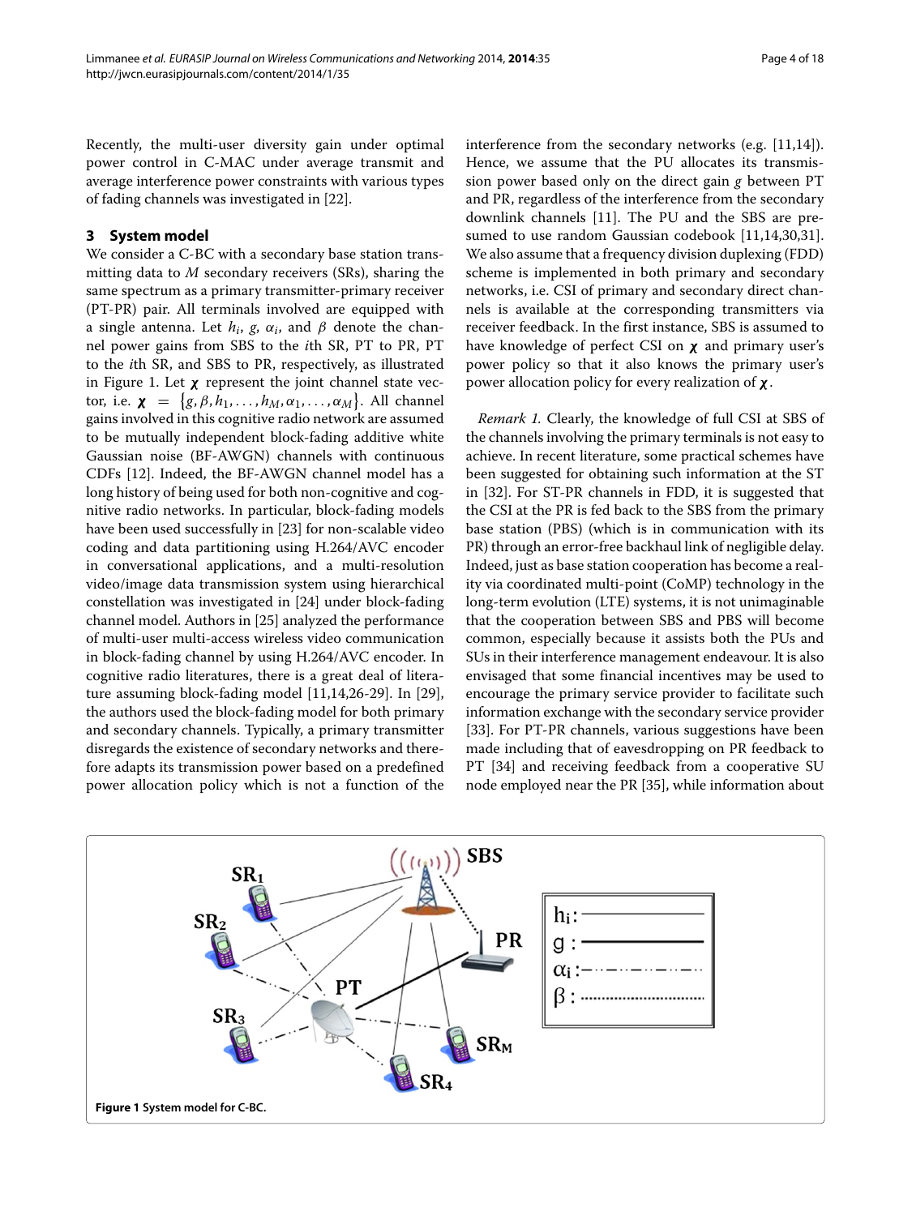Recently, the multi-user diversity gain under optimal power control in C-MAC under average transmit and average interference power constraints with various types of fading channels was investigated in [22].

## 3 System model

We consider a C-BC with a secondary base station transmitting data to $M$ secondary receivers (SRs), sharing the same spectrum as a primary transmitter-primary receiver (PT-PR) pair. All terminals involved are equipped with a single antenna. Let $h_i$, $g$, $\alpha_i$, and $\beta$ denote the channel power gains from SBS to the $i$th SR, PT to PR, PT to the $i$th SR, and SBS to PR, respectively, as illustrated in Figure 1. Let $\boldsymbol{\chi}$ represent the joint channel state vector, i.e. $\boldsymbol{\chi} = \{g, \beta, h_1, \ldots, h_M, \alpha_1, \ldots, \alpha_M\}$. All channel gains involved in this cognitive radio network are assumed to be mutually independent block-fading additive white Gaussian noise (BF-AWGN) channels with continuous CDFs [12]. Indeed, the BF-AWGN channel model has a long history of being used for both non-cognitive and cognitive radio networks. In particular, block-fading models have been used successfully in [23] for non-scalable video coding and data partitioning using H.264/AVC encoder in conversational applications, and a multi-resolution video/image data transmission system using hierarchical constellation was investigated in [24] under block-fading channel model. Authors in [25] analyzed the performance of multi-user multi-access wireless video communication in block-fading channel by using H.264/AVC encoder. In cognitive radio literatures, there is a great deal of literature assuming block-fading model [11,14,26-29]. In [29], the authors used the block-fading model for both primary and secondary channels. Typically, a primary transmitter disregards the existence of secondary networks and therefore adapts its transmission power based on a predefined power allocation policy which is not a function of the interference from the secondary networks (e.g. [11,14]). Hence, we assume that the PU allocates its transmission power based only on the direct gain $g$ between PT and PR, regardless of the interference from the secondary downlink channels [11]. The PU and the SBS are presumed to use random Gaussian codebook [11,14,30,31]. We also assume that a frequency division duplexing (FDD) scheme is implemented in both primary and secondary networks, i.e. CSI of primary and secondary direct channels is available at the corresponding transmitters via receiver feedback. In the first instance, SBS is assumed to have knowledge of perfect CSI on $\boldsymbol{\chi}$ and primary user's power policy so that it also knows the primary user's power allocation policy for every realization of $\boldsymbol{\chi}$.

*Remark 1.* Clearly, the knowledge of full CSI at SBS of the channels involving the primary terminals is not easy to achieve. In recent literature, some practical schemes have been suggested for obtaining such information at the ST in [32]. For ST-PR channels in FDD, it is suggested that the CSI at the PR is fed back to the SBS from the primary base station (PBS) (which is in communication with its PR) through an error-free backhaul link of negligible delay. Indeed, just as base station cooperation has become a reality via coordinated multi-point (CoMP) technology in the long-term evolution (LTE) systems, it is not unimaginable that the cooperation between SBS and PBS will become common, especially because it assists both the PUs and SUs in their interference management endeavour. It is also envisaged that some financial incentives may be used to encourage the primary service provider to facilitate such information exchange with the secondary service provider [33]. For PT-PR channels, various suggestions have been made including that of eavesdropping on PR feedback to PT [34] and receiving feedback from a cooperative SU node employed near the PR [35], while information about

**Figure 1** System model for C-BC.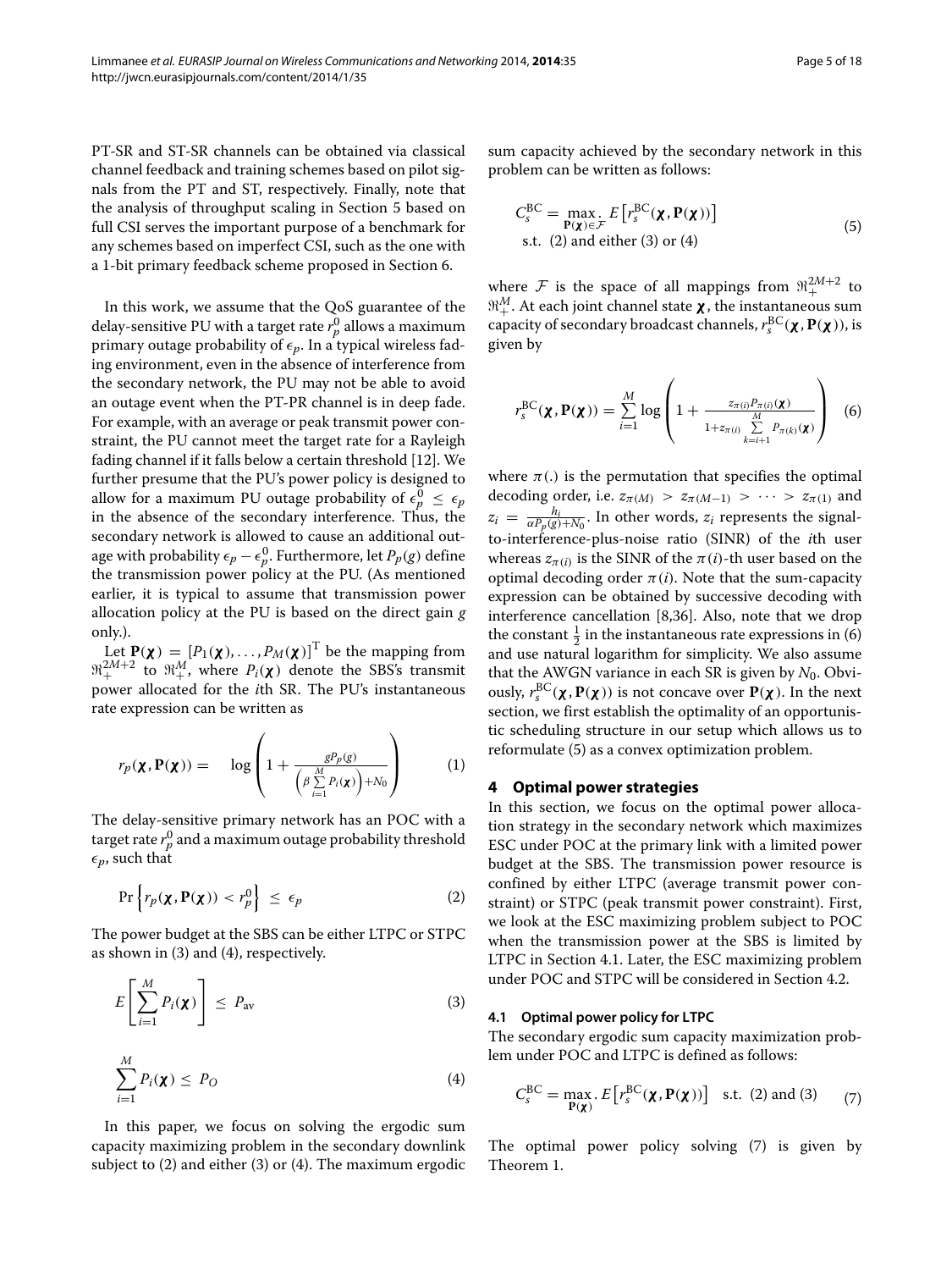PT-SR and ST-SR channels can be obtained via classical channel feedback and training schemes based on pilot signals from the PT and ST, respectively. Finally, note that the analysis of throughput scaling in Section 5 based on full CSI serves the important purpose of a benchmark for any schemes based on imperfect CSI, such as the one with a 1-bit primary feedback scheme proposed in Section 6.

In this work, we assume that the QoS guarantee of the delay-sensitive PU with a target rate $r_p^0$ allows a maximum primary outage probability of $\epsilon_p$. In a typical wireless fading environment, even in the absence of interference from the secondary network, the PU may not be able to avoid an outage event when the PT-PR channel is in deep fade. For example, with an average or peak transmit power constraint, the PU cannot meet the target rate for a Rayleigh fading channel if it falls below a certain threshold [12]. We further presume that the PU's power policy is designed to allow for a maximum PU outage probability of $\epsilon_p^0 \leq \epsilon_p$ in the absence of the secondary interference. Thus, the secondary network is allowed to cause an additional outage with probability $\epsilon_p - \epsilon_p^0$. Furthermore, let $P_p(g)$ define the transmission power policy at the PU. (As mentioned earlier, it is typical to assume that transmission power allocation policy at the PU is based on the direct gain $g$ only.).

Let $\mathbf{P}(\boldsymbol{\chi}) = [P_1(\boldsymbol{\chi}), \ldots, P_M(\boldsymbol{\chi})]^{\mathrm{T}}$ be the mapping from $\Re_+^{2M+2}$ to $\Re_+^M$, where $P_i(\boldsymbol{\chi})$ denote the SBS's transmit power allocated for the $i$th SR. The PU's instantaneous rate expression can be written as

$$r_p(\boldsymbol{\chi}, \mathbf{P}(\boldsymbol{\chi})) = \log\left(1 + \frac{gP_p(g)}{\left(\beta \sum_{i=1}^{M} P_i(\boldsymbol{\chi})\right) + N_0}\right) \tag{1}$$

The delay-sensitive primary network has an POC with a target rate $r_p^0$ and a maximum outage probability threshold $\epsilon_p$, such that

$$\Pr\left\{ r_p(\boldsymbol{\chi}, \mathbf{P}(\boldsymbol{\chi})) < r_p^0 \right\} \leq \epsilon_p \tag{2}$$

The power budget at the SBS can be either LTPC or STPC as shown in (3) and (4), respectively.

$$E\left[\sum_{i=1}^{M} P_i(\boldsymbol{\chi})\right] \leq P_{\mathrm{av}} \tag{3}$$

$$\sum_{i=1}^{M} P_i(\boldsymbol{\chi}) \leq P_O \tag{4}$$

In this paper, we focus on solving the ergodic sum capacity maximizing problem in the secondary downlink subject to (2) and either (3) or (4). The maximum ergodic sum capacity achieved by the secondary network in this problem can be written as follows:

$$\begin{aligned} C_s^{\mathrm{BC}} = & \max_{\mathbf{P}(\boldsymbol{\chi}) \in \mathcal{F}} E\left[r_s^{\mathrm{BC}}(\boldsymbol{\chi}, \mathbf{P}(\boldsymbol{\chi}))\right] \\ & \text{s.t. (2) and either (3) or (4)} \end{aligned} \tag{5}$$

where $\mathcal{F}$ is the space of all mappings from $\Re_+^{2M+2}$ to $\Re_+^M$. At each joint channel state $\boldsymbol{\chi}$, the instantaneous sum capacity of secondary broadcast channels, $r_s^{\mathrm{BC}}(\boldsymbol{\chi}, \mathbf{P}(\boldsymbol{\chi}))$, is given by

$$r_s^{\mathrm{BC}}(\boldsymbol{\chi}, \mathbf{P}(\boldsymbol{\chi})) = \sum_{i=1}^{M} \log\left(1 + \frac{z_{\pi(i)} P_{\pi(i)}(\boldsymbol{\chi})}{1 + z_{\pi(i)} \sum_{k=i+1}^{M} P_{\pi(k)}(\boldsymbol{\chi})}\right) \tag{6}$$

where $\pi(.)$ is the permutation that specifies the optimal decoding order, i.e. $z_{\pi(M)} > z_{\pi(M-1)} > \cdots > z_{\pi(1)}$ and $z_i = \frac{h_i}{\alpha P_p(g) + N_0}$. In other words, $z_i$ represents the signal-to-interference-plus-noise ratio (SINR) of the $i$th user whereas $z_{\pi(i)}$ is the SINR of the $\pi(i)$-th user based on the optimal decoding order $\pi(i)$. Note that the sum-capacity expression can be obtained by successive decoding with interference cancellation [8,36]. Also, note that we drop the constant $\frac{1}{2}$ in the instantaneous rate expressions in (6) and use natural logarithm for simplicity. We also assume that the AWGN variance in each SR is given by $N_0$. Obviously, $r_s^{\mathrm{BC}}(\boldsymbol{\chi}, \mathbf{P}(\boldsymbol{\chi}))$ is not concave over $\mathbf{P}(\boldsymbol{\chi})$. In the next section, we first establish the optimality of an opportunistic scheduling structure in our setup which allows us to reformulate (5) as a convex optimization problem.

## 4 Optimal power strategies

In this section, we focus on the optimal power allocation strategy in the secondary network which maximizes ESC under POC at the primary link with a limited power budget at the SBS. The transmission power resource is confined by either LTPC (average transmit power constraint) or STPC (peak transmit power constraint). First, we look at the ESC maximizing problem subject to POC when the transmission power at the SBS is limited by LTPC in Section 4.1. Later, the ESC maximizing problem under POC and STPC will be considered in Section 4.2.

### 4.1 Optimal power policy for LTPC

The secondary ergodic sum capacity maximization problem under POC and LTPC is defined as follows:

$$C_s^{\mathrm{BC}} = \max_{\mathbf{P}(\boldsymbol{\chi})} . \, E\left[r_s^{\mathrm{BC}}(\boldsymbol{\chi}, \mathbf{P}(\boldsymbol{\chi}))\right] \quad \text{s.t. (2) and (3)} \tag{7}$$

The optimal power policy solving (7) is given by Theorem 1.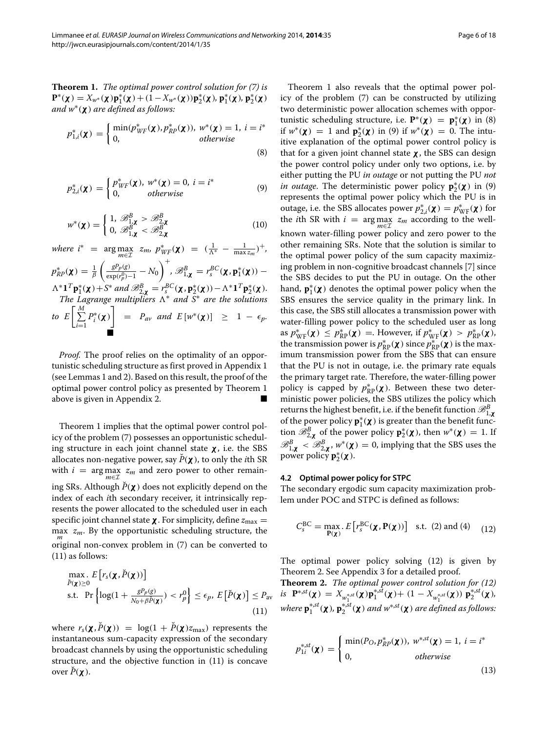**Theorem 1.** *The optimal power control solution for (7) is* $\mathbf{P}^*(\boldsymbol{\chi}) = X_{w^*}(\boldsymbol{\chi})\mathbf{p}_1^*(\boldsymbol{\chi}) + (1 - X_{w^*}(\boldsymbol{\chi}))\mathbf{p}_2^*(\boldsymbol{\chi})$*,* $\mathbf{p}_1^*(\boldsymbol{\chi})$*,* $\mathbf{p}_2^*(\boldsymbol{\chi})$ *and* $w^*(\boldsymbol{\chi})$ *are defined as follows:*

$$p_{1,i}^*(\boldsymbol{\chi}) = \begin{cases} \min(p_{WF}^*(\boldsymbol{\chi}), p_{RP}^*(\boldsymbol{\chi})), \ w^*(\boldsymbol{\chi}) = 1, \ i = i^* \\ 0, \qquad\qquad\qquad\qquad\quad otherwise \end{cases} \tag{8}$$

$$p_{2,i}^*(\boldsymbol{\chi}) = \begin{cases} p_{WF}^*(\boldsymbol{\chi}), \ w^*(\boldsymbol{\chi}) = 0, \ i = i^* \\ 0, \qquad\qquad otherwise \end{cases} \tag{9}$$

$$w^*(\boldsymbol{\chi}) = \begin{cases} 1, \ \mathscr{B}_{1,\boldsymbol{\chi}}^B > \mathscr{B}_{2,\boldsymbol{\chi}}^B \\ 0, \ \mathscr{B}_{1,\boldsymbol{\chi}}^B < \mathscr{B}_{2,\boldsymbol{\chi}}^B \end{cases} \tag{10}$$

*where* $i^* = \arg\max_{m \in \mathcal{I}} z_m$, $p_{WF}^*(\boldsymbol{\chi}) = \left(\frac{1}{\Lambda^*} - \frac{1}{\max z_m}\right)^+$, $p_{RP}^*(\boldsymbol{\chi}) = \frac{1}{\beta}\left(\frac{gP_p(g)}{\exp(r_p^0)-1} - N_0\right)^+$, $\mathscr{B}_{1,\boldsymbol{\chi}}^B = r_s^{BC}(\boldsymbol{\chi}, \mathbf{p}_1^*(\boldsymbol{\chi})) - \Lambda^* \mathbf{1}^T \mathbf{p}_1^*(\boldsymbol{\chi}) + S^*$ *and* $\mathscr{B}_{2,\boldsymbol{\chi}}^B = r_s^{BC}(\boldsymbol{\chi}, \mathbf{p}_2^*(\boldsymbol{\chi})) - \Lambda^* \mathbf{1}^T \mathbf{p}_2^*(\boldsymbol{\chi})$*. The Lagrange multipliers* $\Lambda^*$ *and* $S^*$ *are the solutions to* $E\left[\sum_{i=1}^{M} P_i^*(\boldsymbol{\chi})\right] = P_{av}$ *and* $E\left[w^*(\boldsymbol{\chi})\right] \geq 1 - \epsilon_p$*.* ■

*Proof.* The proof relies on the optimality of an opportunistic scheduling structure as first proved in Appendix 1 (see Lemmas 1 and 2). Based on this result, the proof of the optimal power control policy as presented by Theorem 1 above is given in Appendix 2. ■

Theorem 1 implies that the optimal power control policy of the problem (7) possesses an opportunistic scheduling structure in each joint channel state $\boldsymbol{\chi}$, i.e. the SBS allocates non-negative power, say $\check{P}(\boldsymbol{\chi})$, to only the $i$th SR with $i = \arg\max_{m \in \mathcal{I}} z_m$ and zero power to other remaining SRs. Although $\check{P}(\boldsymbol{\chi})$ does not explicitly depend on the index of each $i$th secondary receiver, it intrinsically represents the power allocated to the scheduled user in each specific joint channel state $\boldsymbol{\chi}$. For simplicity, define $z_{\max} = \max_m z_m$. By the opportunistic scheduling structure, the original non-convex problem in (7) can be converted to (11) as follows:

$$\begin{aligned} &\max_{\check{P}(\boldsymbol{\chi}) \geq 0} . \ E\left[r_s(\boldsymbol{\chi}, \check{P}(\boldsymbol{\chi}))\right] \\ &\text{s.t.} \ \ \Pr\left\{\log(1 + \tfrac{gP_p(g)}{N_0 + \beta \check{P}(\boldsymbol{\chi})}) < r_p^0\right\} \leq \epsilon_p, \ E\left[\check{P}(\boldsymbol{\chi})\right] \leq P_{\text{av}} \end{aligned} \tag{11}$$

where $r_s(\boldsymbol{\chi}, \check{P}(\boldsymbol{\chi})) = \log(1 + \check{P}(\boldsymbol{\chi}) z_{\max})$ represents the instantaneous sum-capacity expression of the secondary broadcast channels by using the opportunistic scheduling structure, and the objective function in (11) is concave over $\check{P}(\boldsymbol{\chi})$.

Theorem 1 also reveals that the optimal power policy of the problem (7) can be constructed by utilizing two deterministic power allocation schemes with opportunistic scheduling structure, i.e. $\mathbf{P}^*(\boldsymbol{\chi}) = \mathbf{p}_1^*(\boldsymbol{\chi})$ in (8) if $w^*(\boldsymbol{\chi}) = 1$ and $\mathbf{p}_2^*(\boldsymbol{\chi})$ in (9) if $w^*(\boldsymbol{\chi}) = 0$. The intuitive explanation of the optimal power control policy is that for a given joint channel state $\boldsymbol{\chi}$, the SBS can design the power control policy under only two options, i.e. by either putting the PU *in outage* or not putting the PU *not in outage*. The deterministic power policy $\mathbf{p}_2^*(\boldsymbol{\chi})$ in (9) represents the optimal power policy which the PU is in outage, i.e. the SBS allocates power $p_{2,i}^*(\boldsymbol{\chi}) = p_{\text{WF}}^*(\boldsymbol{\chi})$ for the $i$th SR with $i = \arg\max_{m \in \mathcal{I}} z_m$ according to the well-known water-filling power policy and zero power to the other remaining SRs. Note that the solution is similar to the optimal power policy of the sum capacity maximizing problem in non-cognitive broadcast channels [7] since the SBS decides to put the PU in outage. On the other hand, $\mathbf{p}_1^*(\boldsymbol{\chi})$ denotes the optimal power policy when the SBS ensures the service quality in the primary link. In this case, the SBS still allocates a transmission power with water-filling power policy to the scheduled user as long as $p_{\text{WF}}^*(\boldsymbol{\chi}) \leq p_{\text{RP}}^*(\boldsymbol{\chi}) =$. However, if $p_{\text{WF}}^*(\boldsymbol{\chi}) > p_{\text{RP}}^*(\boldsymbol{\chi})$, the transmission power is $p_{\text{RP}}^*(\boldsymbol{\chi})$ since $p_{\text{RP}}^*(\boldsymbol{\chi})$ is the maximum transmission power from the SBS that can ensure that the PU is not in outage, i.e. the primary rate equals the primary target rate. Therefore, the water-filling power policy is capped by $p_{\text{RP}}^*(\boldsymbol{\chi})$. Between these two deterministic power policies, the SBS utilizes the policy which returns the highest benefit, i.e. if the benefit function $\mathscr{B}_{1,\boldsymbol{\chi}}^B$ of the power policy $\mathbf{p}_1^*(\boldsymbol{\chi})$ is greater than the benefit function $\mathscr{B}_{2,\boldsymbol{\chi}}^B$ of the power policy $\mathbf{p}_2^*(\boldsymbol{\chi})$, then $w^*(\boldsymbol{\chi}) = 1$. If $\mathscr{B}_{1,\boldsymbol{\chi}}^B < \mathscr{B}_{2,\boldsymbol{\chi}}^B$, $w^*(\boldsymbol{\chi}) = 0$, implying that the SBS uses the power policy $\mathbf{p}_2^*(\boldsymbol{\chi})$.

### 4.2 Optimal power policy for STPC

The secondary ergodic sum capacity maximization problem under POC and STPC is defined as follows:

$$C_s^{\text{BC}} = \max_{\mathbf{P}(\boldsymbol{\chi})} . \ E\left[r_s^{\text{BC}}(\boldsymbol{\chi}, \mathbf{P}(\boldsymbol{\chi}))\right] \quad \text{s.t.} \ (2) \text{ and } (4) \tag{12}$$

The optimal power policy solving (12) is given by Theorem 2. See Appendix 3 for a detailed proof.

**Theorem 2.** *The optimal power control solution for (12) is* $\mathbf{P}^{*,st}(\boldsymbol{\chi}) = X_{w_1^{*,st}}(\boldsymbol{\chi})\mathbf{p}_1^{*,st}(\boldsymbol{\chi}) + (1 - X_{w_1^{*,st}}(\boldsymbol{\chi}))\ \mathbf{p}_2^{*,st}(\boldsymbol{\chi})$*, where* $\mathbf{p}_1^{*,st}(\boldsymbol{\chi})$*,* $\mathbf{p}_2^{*,st}(\boldsymbol{\chi})$ *and* $w^{*,st}(\boldsymbol{\chi})$ *are defined as follows:*

$$p_{1i}^{*,st}(\boldsymbol{\chi}) = \begin{cases} \min(P_O, p_{RP}^*(\boldsymbol{\chi})), \ w^{*,st}(\boldsymbol{\chi}) = 1, \ i = i^* \\ 0, \qquad\qquad\qquad\qquad otherwise \end{cases} \tag{13}$$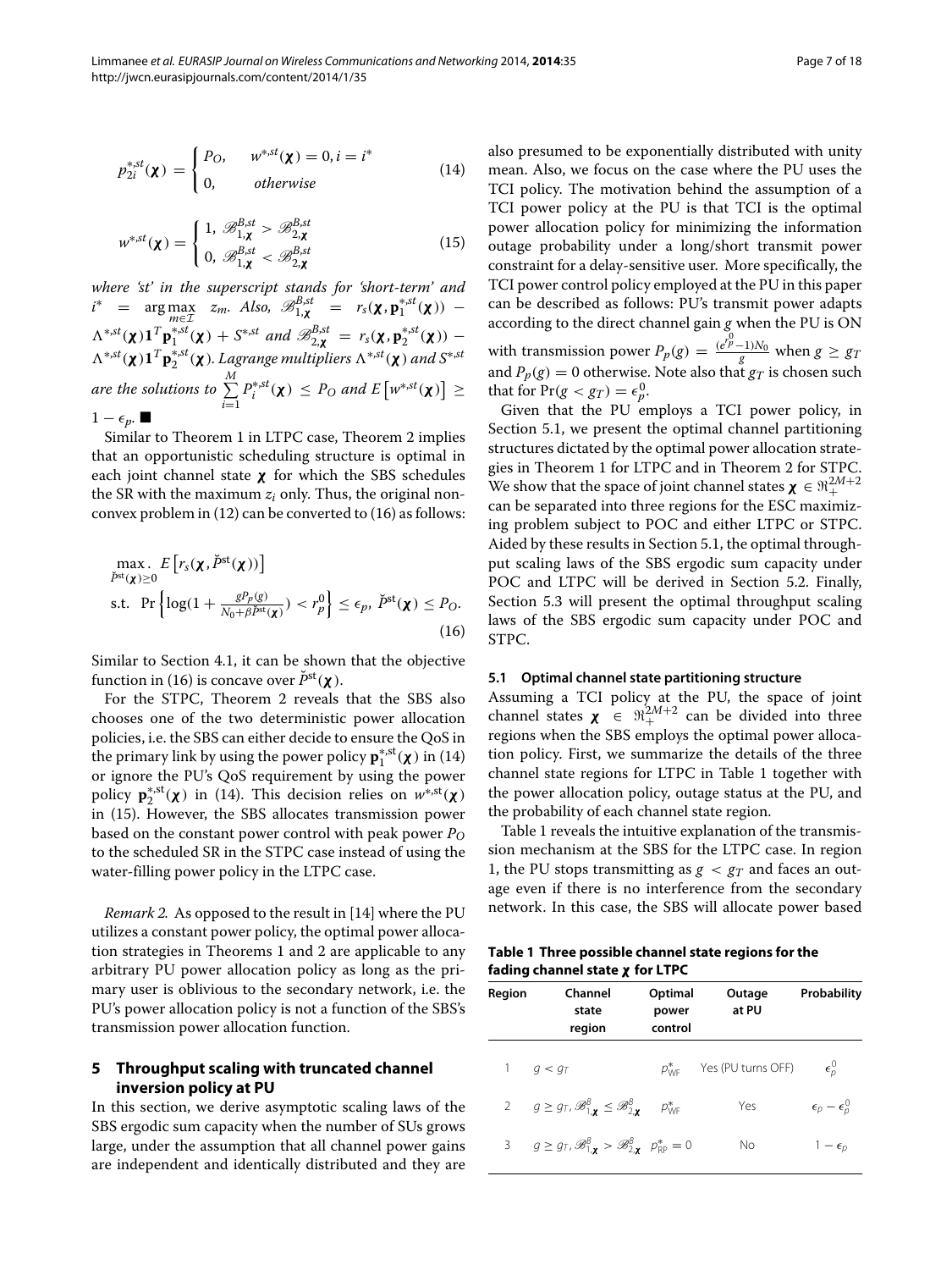$$p_{2i}^{*,st}(\boldsymbol{\chi}) = \begin{cases} P_O, & w^{*,st}(\boldsymbol{\chi}) = 0, i = i^* \\ 0, & \text{otherwise} \end{cases} \tag{14}$$

$$w^{*,st}(\boldsymbol{\chi}) = \begin{cases} 1, & \mathscr{B}_{1,\boldsymbol{\chi}}^{B,st} > \mathscr{B}_{2,\boldsymbol{\chi}}^{B,st} \\ 0, & \mathscr{B}_{1,\boldsymbol{\chi}}^{B,st} < \mathscr{B}_{2,\boldsymbol{\chi}}^{B,st} \end{cases} \tag{15}$$

*where 'st' in the superscript stands for 'short-term' and* $i^* = \arg\max_{m \in \mathcal{I}} z_m$. *Also,* $\mathscr{B}_{1,\boldsymbol{\chi}}^{B,st} = r_s(\boldsymbol{\chi}, \mathbf{p}_1^{*,st}(\boldsymbol{\chi})) - \Lambda^{*,st}(\boldsymbol{\chi})\mathbf{1}^T\mathbf{p}_1^{*,st}(\boldsymbol{\chi}) + S^{*,st}$ *and* $\mathscr{B}_{2,\boldsymbol{\chi}}^{B,st} = r_s(\boldsymbol{\chi}, \mathbf{p}_2^{*,st}(\boldsymbol{\chi})) - \Lambda^{*,st}(\boldsymbol{\chi})\mathbf{1}^T\mathbf{p}_2^{*,st}(\boldsymbol{\chi})$. *Lagrange multipliers* $\Lambda^{*,st}(\boldsymbol{\chi})$ *and* $S^{*,st}$ *are the solutions to* $\sum_{i=1}^{M} P_i^{*,st}(\boldsymbol{\chi}) \leq P_O$ *and* $E\left[w^{*,st}(\boldsymbol{\chi})\right] \geq 1 - \epsilon_p$. ■

Similar to Theorem 1 in LTPC case, Theorem 2 implies that an opportunistic scheduling structure is optimal in each joint channel state $\boldsymbol{\chi}$ for which the SBS schedules the SR with the maximum $z_i$ only. Thus, the original nonconvex problem in (12) can be converted to (16) as follows:

$$\begin{aligned} &\max_{\check{P}^{st}(\boldsymbol{\chi}) \geq 0} . \; E\left[r_s(\boldsymbol{\chi}, \check{P}^{st}(\boldsymbol{\chi}))\right] \\ &\text{s.t.} \;\; \Pr\left\{\log(1 + \tfrac{gP_p(g)}{N_0 + \beta \check{P}^{st}(\boldsymbol{\chi})}) < r_p^0\right\} \leq \epsilon_p, \; \check{P}^{st}(\boldsymbol{\chi}) \leq P_O. \end{aligned} \tag{16}$$

Similar to Section 4.1, it can be shown that the objective function in (16) is concave over $\check{P}^{st}(\boldsymbol{\chi})$.

For the STPC, Theorem 2 reveals that the SBS also chooses one of the two deterministic power allocation policies, i.e. the SBS can either decide to ensure the QoS in the primary link by using the power policy $\mathbf{p}_1^{*,st}(\boldsymbol{\chi})$ in (14) or ignore the PU's QoS requirement by using the power policy $\mathbf{p}_2^{*,st}(\boldsymbol{\chi})$ in (14). This decision relies on $w^{*,st}(\boldsymbol{\chi})$ in (15). However, the SBS allocates transmission power based on the constant power control with peak power $P_O$ to the scheduled SR in the STPC case instead of using the water-filling power policy in the LTPC case.

*Remark 2.* As opposed to the result in [14] where the PU utilizes a constant power policy, the optimal power allocation strategies in Theorems 1 and 2 are applicable to any arbitrary PU power allocation policy as long as the primary user is oblivious to the secondary network, i.e. the PU's power allocation policy is not a function of the SBS's transmission power allocation function.

## 5 Throughput scaling with truncated channel inversion policy at PU

In this section, we derive asymptotic scaling laws of the SBS ergodic sum capacity when the number of SUs grows large, under the assumption that all channel power gains are independent and identically distributed and they are also presumed to be exponentially distributed with unity mean. Also, we focus on the case where the PU uses the TCI policy. The motivation behind the assumption of a TCI power policy at the PU is that TCI is the optimal power allocation policy for minimizing the information outage probability under a long/short transmit power constraint for a delay-sensitive user. More specifically, the TCI power control policy employed at the PU in this paper can be described as follows: PU's transmit power adapts according to the direct channel gain $g$ when the PU is ON with transmission power $P_p(g) = \frac{(e^{r_p^0}-1)N_0}{g}$ when $g \geq g_T$ and $P_p(g) = 0$ otherwise. Note also that $g_T$ is chosen such that for $\Pr(g < g_T) = \epsilon_p^0$.

Given that the PU employs a TCI power policy, in Section 5.1, we present the optimal channel partitioning structures dictated by the optimal power allocation strategies in Theorem 1 for LTPC and in Theorem 2 for STPC. We show that the space of joint channel states $\boldsymbol{\chi} \in \Re_+^{2M+2}$ can be separated into three regions for the ESC maximizing problem subject to POC and either LTPC or STPC. Aided by these results in Section 5.1, the optimal throughput scaling laws of the SBS ergodic sum capacity under POC and LTPC will be derived in Section 5.2. Finally, Section 5.3 will present the optimal throughput scaling laws of the SBS ergodic sum capacity under POC and STPC.

### 5.1 Optimal channel state partitioning structure

Assuming a TCI policy at the PU, the space of joint channel states $\boldsymbol{\chi} \in \Re_+^{2M+2}$ can be divided into three regions when the SBS employs the optimal power allocation policy. First, we summarize the details of the three channel state regions for LTPC in Table 1 together with the power allocation policy, outage status at the PU, and the probability of each channel state region.

Table 1 reveals the intuitive explanation of the transmission mechanism at the SBS for the LTPC case. In region 1, the PU stops transmitting as $g < g_T$ and faces an outage even if there is no interference from the secondary network. In this case, the SBS will allocate power based

**Table 1 Three possible channel state regions for the fading channel state $\boldsymbol{\chi}$ for LTPC**

| Region | Channel state region | Optimal power control | Outage at PU | Probability |
|---|---|---|---|---|
| 1 | $g < g_T$ | $p_{\text{WF}}^*$ | Yes (PU turns OFF) | $\epsilon_p^0$ |
| 2 | $g \geq g_T, \mathscr{B}_{1,\boldsymbol{\chi}}^B \leq \mathscr{B}_{2,\boldsymbol{\chi}}^B$ | $p_{\text{WF}}^*$ | Yes | $\epsilon_p - \epsilon_p^0$ |
| 3 | $g \geq g_T, \mathscr{B}_{1,\boldsymbol{\chi}}^B > \mathscr{B}_{2,\boldsymbol{\chi}}^B$ | $p_{\text{RP}}^* = 0$ | No | $1 - \epsilon_p$ |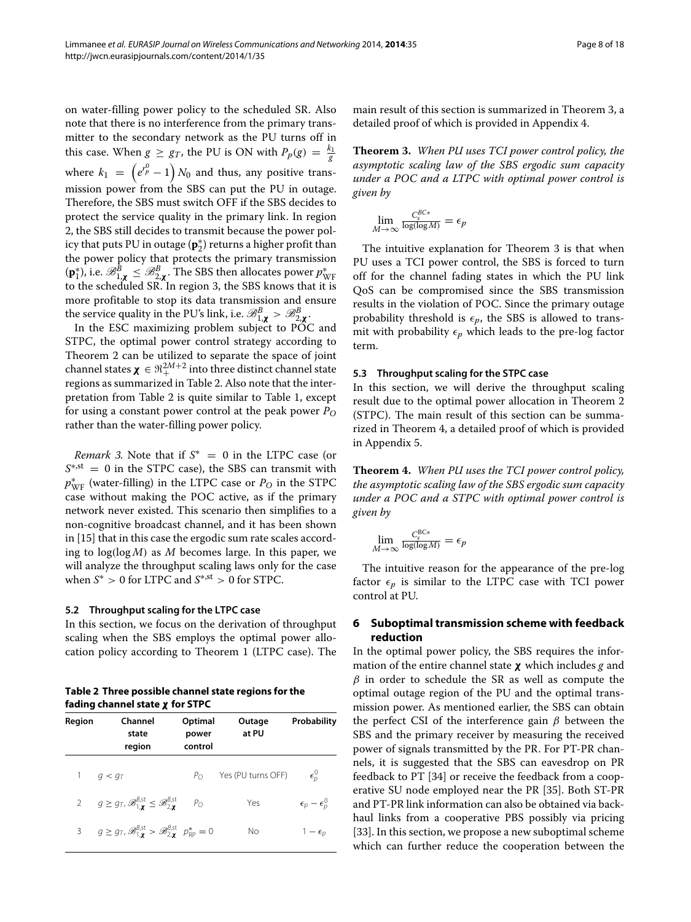on water-filling power policy to the scheduled SR. Also note that there is no interference from the primary transmitter to the secondary network as the PU turns off in this case. When $g \geq g_T$, the PU is ON with $P_p(g) = \frac{k_1}{g}$ where $k_1 = \left(e^{r_p^0} - 1\right) N_0$ and thus, any positive transmission power from the SBS can put the PU in outage. Therefore, the SBS must switch OFF if the SBS decides to protect the service quality in the primary link. In region 2, the SBS still decides to transmit because the power policy that puts PU in outage ($\mathbf{p}_2^*$) returns a higher profit than the power policy that protects the primary transmission ($\mathbf{p}_1^*$), i.e. $\mathscr{B}_{1,\boldsymbol{\chi}}^B \leq \mathscr{B}_{2,\boldsymbol{\chi}}^B$. The SBS then allocates power $p_{\mathrm{WF}}^*$ to the scheduled SR. In region 3, the SBS knows that it is more profitable to stop its data transmission and ensure the service quality in the PU's link, i.e. $\mathscr{B}_{1,\boldsymbol{\chi}}^B > \mathscr{B}_{2,\boldsymbol{\chi}}^B$.

In the ESC maximizing problem subject to POC and STPC, the optimal power control strategy according to Theorem 2 can be utilized to separate the space of joint channel states $\boldsymbol{\chi} \in \Re_+^{2M+2}$ into three distinct channel state regions as summarized in Table 2. Also note that the interpretation from Table 2 is quite similar to Table 1, except for using a constant power control at the peak power $P_O$ rather than the water-filling power policy.

*Remark 3.* Note that if $S^* = 0$ in the LTPC case (or $S^{*,\mathrm{st}} = 0$ in the STPC case), the SBS can transmit with $p_{\mathrm{WF}}^*$ (water-filling) in the LTPC case or $P_O$ in the STPC case without making the POC active, as if the primary network never existed. This scenario then simplifies to a non-cognitive broadcast channel, and it has been shown in [15] that in this case the ergodic sum rate scales according to $\log(\log M)$ as $M$ becomes large. In this paper, we will analyze the throughput scaling laws only for the case when $S^* > 0$ for LTPC and $S^{*,\mathrm{st}} > 0$ for STPC.

### 5.2 Throughput scaling for the LTPC case

In this section, we focus on the derivation of throughput scaling when the SBS employs the optimal power allocation policy according to Theorem 1 (LTPC case). The main result of this section is summarized in Theorem 3, a detailed proof of which is provided in Appendix 4.

**Theorem 3.** *When PU uses TCI power control policy, the asymptotic scaling law of the SBS ergodic sum capacity under a POC and a LTPC with optimal power control is given by*

$$\lim_{M\to\infty} \frac{C_s^{BC*}}{\log(\log M)} = \epsilon_p$$

The intuitive explanation for Theorem 3 is that when PU uses a TCI power control, the SBS is forced to turn off for the channel fading states in which the PU link QoS can be compromised since the SBS transmission results in the violation of POC. Since the primary outage probability threshold is $\epsilon_p$, the SBS is allowed to transmit with probability $\epsilon_p$ which leads to the pre-log factor term.

### 5.3 Throughput scaling for the STPC case

In this section, we will derive the throughput scaling result due to the optimal power allocation in Theorem 2 (STPC). The main result of this section can be summarized in Theorem 4, a detailed proof of which is provided in Appendix 5.

**Theorem 4.** *When PU uses the TCI power control policy, the asymptotic scaling law of the SBS ergodic sum capacity under a POC and a STPC with optimal power control is given by*

$$\lim_{M\to\infty} \frac{C_s^{\mathrm{BC}*}}{\log(\log M)} = \epsilon_p$$

The intuitive reason for the appearance of the pre-log factor $\epsilon_p$ is similar to the LTPC case with TCI power control at PU.

**Table 2 Three possible channel state regions for the fading channel state $\boldsymbol{\chi}$ for STPC**

| Region | Channel state region | Optimal power control | Outage at PU | Probability |
|---|---|---|---|---|
| 1 | $g < g_T$ | $P_O$ | Yes (PU turns OFF) | $\epsilon_p^0$ |
| 2 | $g \geq g_T, \mathscr{B}_{1,\boldsymbol{\chi}}^{B,\mathrm{st}} \leq \mathscr{B}_{2,\boldsymbol{\chi}}^{B,\mathrm{st}}$ | $P_O$ | Yes | $\epsilon_p - \epsilon_p^0$ |
| 3 | $g \geq g_T, \mathscr{B}_{1,\boldsymbol{\chi}}^{B,\mathrm{st}} > \mathscr{B}_{2,\boldsymbol{\chi}}^{B,\mathrm{st}}$ | $p_{\mathrm{RP}}^* = 0$ | No | $1 - \epsilon_p$ |

## 6 Suboptimal transmission scheme with feedback reduction

In the optimal power policy, the SBS requires the information of the entire channel state $\boldsymbol{\chi}$ which includes $g$ and $\beta$ in order to schedule the SR as well as compute the optimal outage region of the PU and the optimal transmission power. As mentioned earlier, the SBS can obtain the perfect CSI of the interference gain $\beta$ between the SBS and the primary receiver by measuring the received power of signals transmitted by the PR. For PT-PR channels, it is suggested that the SBS can eavesdrop on PR feedback to PT [34] or receive the feedback from a cooperative SU node employed near the PR [35]. Both ST-PR and PT-PR link information can also be obtained via backhaul links from a cooperative PBS possibly via pricing [33]. In this section, we propose a new suboptimal scheme which can further reduce the cooperation between the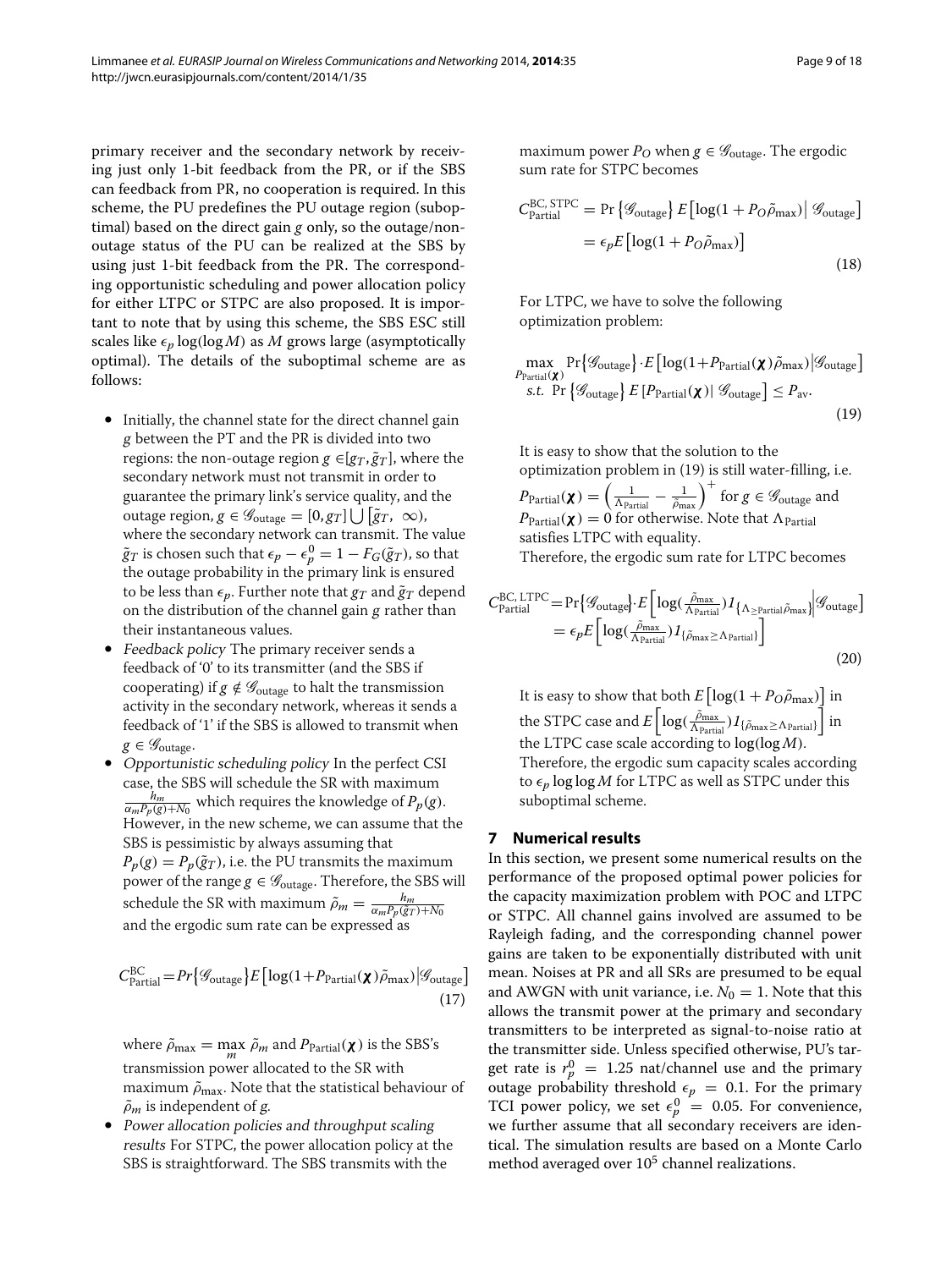primary receiver and the secondary network by receiving just only 1-bit feedback from the PR, or if the SBS can feedback from PR, no cooperation is required. In this scheme, the PU predefines the PU outage region (suboptimal) based on the direct gain $g$ only, so the outage/non-outage status of the PU can be realized at the SBS by using just 1-bit feedback from the PR. The corresponding opportunistic scheduling and power allocation policy for either LTPC or STPC are also proposed. It is important to note that by using this scheme, the SBS ESC still scales like $\epsilon_p \log(\log M)$ as $M$ grows large (asymptotically optimal). The details of the suboptimal scheme are as follows:

- Initially, the channel state for the direct channel gain $g$ between the PT and the PR is divided into two regions: the non-outage region $g \in [g_T, \tilde{g}_T]$, where the secondary network must not transmit in order to guarantee the primary link's service quality, and the outage region, $g \in \mathcal{G}_{\text{outage}} = [0, g_T] \bigcup [\tilde{g}_T, \infty)$, where the secondary network can transmit. The value $\tilde{g}_T$ is chosen such that $\epsilon_p - \epsilon_p^0 = 1 - F_G(\tilde{g}_T)$, so that the outage probability in the primary link is ensured to be less than $\epsilon_p$. Further note that $g_T$ and $\tilde{g}_T$ depend on the distribution of the channel gain $g$ rather than their instantaneous values.
- *Feedback policy* The primary receiver sends a feedback of '0' to its transmitter (and the SBS if cooperating) if $g \notin \mathcal{G}_{\text{outage}}$ to halt the transmission activity in the secondary network, whereas it sends a feedback of '1' if the SBS is allowed to transmit when $g \in \mathcal{G}_{\text{outage}}$.
- *Opportunistic scheduling policy* In the perfect CSI case, the SBS will schedule the SR with maximum $\frac{h_m}{\alpha_m P_p(g) + N_0}$ which requires the knowledge of $P_p(g)$. However, in the new scheme, we can assume that the SBS is pessimistic by always assuming that $P_p(g) = P_p(\tilde{g}_T)$, i.e. the PU transmits the maximum power of the range $g \in \mathcal{G}_{\text{outage}}$. Therefore, the SBS will schedule the SR with maximum $\tilde{\rho}_m = \frac{h_m}{\alpha_m P_p(\tilde{g}_T) + N_0}$ and the ergodic sum rate can be expressed as

$$C_{\text{Partial}}^{\text{BC}} = Pr\{\mathcal{G}_{\text{outage}}\} E\left[\log(1 + P_{\text{Partial}}(\boldsymbol{\chi})\tilde{\rho}_{\max}) \middle| \mathcal{G}_{\text{outage}}\right] \tag{17}$$

  where $\tilde{\rho}_{\max} = \max_m \tilde{\rho}_m$ and $P_{\text{Partial}}(\boldsymbol{\chi})$ is the SBS's transmission power allocated to the SR with maximum $\tilde{\rho}_{\max}$. Note that the statistical behaviour of $\tilde{\rho}_m$ is independent of $g$.
- *Power allocation policies and throughput scaling results* For STPC, the power allocation policy at the SBS is straightforward. The SBS transmits with the maximum power $P_O$ when $g \in \mathcal{G}_{\text{outage}}$. The ergodic sum rate for STPC becomes

$$\begin{aligned} C_{\text{Partial}}^{\text{BC, STPC}} &= \Pr\{\mathcal{G}_{\text{outage}}\} E\left[\log(1 + P_O\tilde{\rho}_{\max}) \middle| \mathcal{G}_{\text{outage}}\right] \\ &= \epsilon_p E\left[\log(1 + P_O\tilde{\rho}_{\max})\right] \end{aligned} \tag{18}$$

  For LTPC, we have to solve the following optimization problem:

$$\begin{aligned} \max_{P_{\text{Partial}}(\boldsymbol{\chi})} & \Pr\{\mathcal{G}_{\text{outage}}\} \cdot E\left[\log(1 + P_{\text{Partial}}(\boldsymbol{\chi})\tilde{\rho}_{\max}) \middle| \mathcal{G}_{\text{outage}}\right] \\ s.t. \ & \Pr\{\mathcal{G}_{\text{outage}}\} E\left[P_{\text{Partial}}(\boldsymbol{\chi}) \middle| \mathcal{G}_{\text{outage}}\right] \leq P_{\text{av}}. \end{aligned} \tag{19}$$

  It is easy to show that the solution to the optimization problem in (19) is still water-filling, i.e. $P_{\text{Partial}}(\boldsymbol{\chi}) = \left(\frac{1}{\Lambda_{\text{Partial}}} - \frac{1}{\tilde{\rho}_{\max}}\right)^+$ for $g \in \mathcal{G}_{\text{outage}}$ and $P_{\text{Partial}}(\boldsymbol{\chi}) = 0$ for otherwise. Note that $\Lambda_{\text{Partial}}$ satisfies LTPC with equality.
  Therefore, the ergodic sum rate for LTPC becomes

$$\begin{aligned} C_{\text{Partial}}^{\text{BC, LTPC}} &= \Pr\{\mathcal{G}_{\text{outage}}\} \cdot E\left[\log\left(\frac{\tilde{\rho}_{\max}}{\Lambda_{\text{Partial}}}\right) I_{\{\Lambda_{\geq \text{Partial}}\tilde{\rho}_{\max}\}} \middle| \mathcal{G}_{\text{outage}}\right] \\ &= \epsilon_p E\left[\log\left(\frac{\tilde{\rho}_{\max}}{\Lambda_{\text{Partial}}}\right) I_{\{\tilde{\rho}_{\max} \geq \Lambda_{\text{Partial}}\}}\right] \end{aligned} \tag{20}$$

  It is easy to show that both $E\left[\log(1 + P_O\tilde{\rho}_{\max})\right]$ in the STPC case and $E\left[\log\left(\frac{\tilde{\rho}_{\max}}{\Lambda_{\text{Partial}}}\right) I_{\{\tilde{\rho}_{\max} \geq \Lambda_{\text{Partial}}\}}\right]$ in the LTPC case scale according to $\log(\log M)$. Therefore, the ergodic sum capacity scales according to $\epsilon_p \log \log M$ for LTPC as well as STPC under this suboptimal scheme.

## 7 Numerical results

In this section, we present some numerical results on the performance of the proposed optimal power policies for the capacity maximization problem with POC and LTPC or STPC. All channel gains involved are assumed to be Rayleigh fading, and the corresponding channel power gains are taken to be exponentially distributed with unit mean. Noises at PR and all SRs are presumed to be equal and AWGN with unit variance, i.e. $N_0 = 1$. Note that this allows the transmit power at the primary and secondary transmitters to be interpreted as signal-to-noise ratio at the transmitter side. Unless specified otherwise, PU's target rate is $r_p^0 = 1.25$ nat/channel use and the primary outage probability threshold $\epsilon_p = 0.1$. For the primary TCI power policy, we set $\epsilon_p^0 = 0.05$. For convenience, we further assume that all secondary receivers are identical. The simulation results are based on a Monte Carlo method averaged over $10^5$ channel realizations.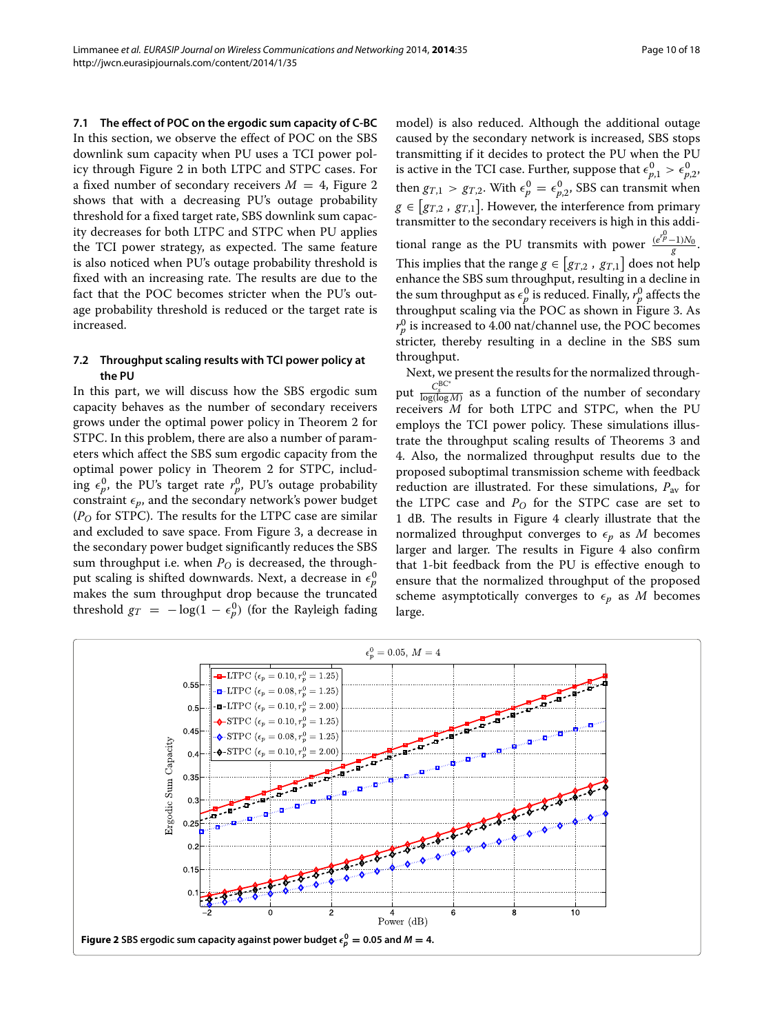### 7.1 The effect of POC on the ergodic sum capacity of C-BC

In this section, we observe the effect of POC on the SBS downlink sum capacity when PU uses a TCI power policy through Figure 2 in both LTPC and STPC cases. For a fixed number of secondary receivers $M = 4$, Figure 2 shows that with a decreasing PU's outage probability threshold for a fixed target rate, SBS downlink sum capacity decreases for both LTPC and STPC when PU applies the TCI power strategy, as expected. The same feature is also noticed when PU's outage probability threshold is fixed with an increasing rate. The results are due to the fact that the POC becomes stricter when the PU's outage probability threshold is reduced or the target rate is increased.

### 7.2 Throughput scaling results with TCI power policy at the PU

In this part, we will discuss how the SBS ergodic sum capacity behaves as the number of secondary receivers grows under the optimal power policy in Theorem 2 for STPC. In this problem, there are also a number of parameters which affect the SBS sum ergodic capacity from the optimal power policy in Theorem 2 for STPC, including $\epsilon_p^0$, the PU's target rate $r_p^0$, PU's outage probability constraint $\epsilon_p$, and the secondary network's power budget ($P_O$ for STPC). The results for the LTPC case are similar and excluded to save space. From Figure 3, a decrease in the secondary power budget significantly reduces the SBS sum throughput i.e. when $P_O$ is decreased, the throughput scaling is shifted downwards. Next, a decrease in $\epsilon_p^0$ makes the sum throughput drop because the truncated threshold $g_T = -\log(1-\epsilon_p^0)$ (for the Rayleigh fading model) is also reduced. Although the additional outage caused by the secondary network is increased, SBS stops transmitting if it decides to protect the PU when the PU is active in the TCI case. Further, suppose that $\epsilon_{p,1}^0 > \epsilon_{p,2}^0$, then $g_{T,1} > g_{T,2}$. With $\epsilon_p^0 = \epsilon_{p,2}^0$, SBS can transmit when $g \in [g_{T,2}\ ,\ g_{T,1}]$. However, the interference from primary transmitter to the secondary receivers is high in this additional range as the PU transmits with power $\frac{(e^{r_p^0}-1)N_0}{g}$. This implies that the range $g \in [g_{T,2}\ ,\ g_{T,1}]$ does not help enhance the SBS sum throughput, resulting in a decline in the sum throughput as $\epsilon_p^0$ is reduced. Finally, $r_p^0$ affects the throughput scaling via the POC as shown in Figure 3. As $r_p^0$ is increased to 4.00 nat/channel use, the POC becomes stricter, thereby resulting in a decline in the SBS sum throughput.

Next, we present the results for the normalized throughput $\frac{C_s^{\mathrm{BC}^*}}{\log(\log M)}$ as a function of the number of secondary receivers $M$ for both LTPC and STPC, when the PU employs the TCI power policy. These simulations illustrate the throughput scaling results of Theorems 3 and 4. Also, the normalized throughput results due to the proposed suboptimal transmission scheme with feedback reduction are illustrated. For these simulations, $P_{\mathrm{av}}$ for the LTPC case and $P_O$ for the STPC case are set to 1 dB. The results in Figure 4 clearly illustrate that the normalized throughput converges to $\epsilon_p$ as $M$ becomes larger and larger. The results in Figure 4 also confirm that 1-bit feedback from the PU is effective enough to ensure that the normalized throughput of the proposed scheme asymptotically converges to $\epsilon_p$ as $M$ becomes large.

**Figure 2** SBS ergodic sum capacity against power budget $\epsilon_p^0 = 0.05$ and $M = 4$.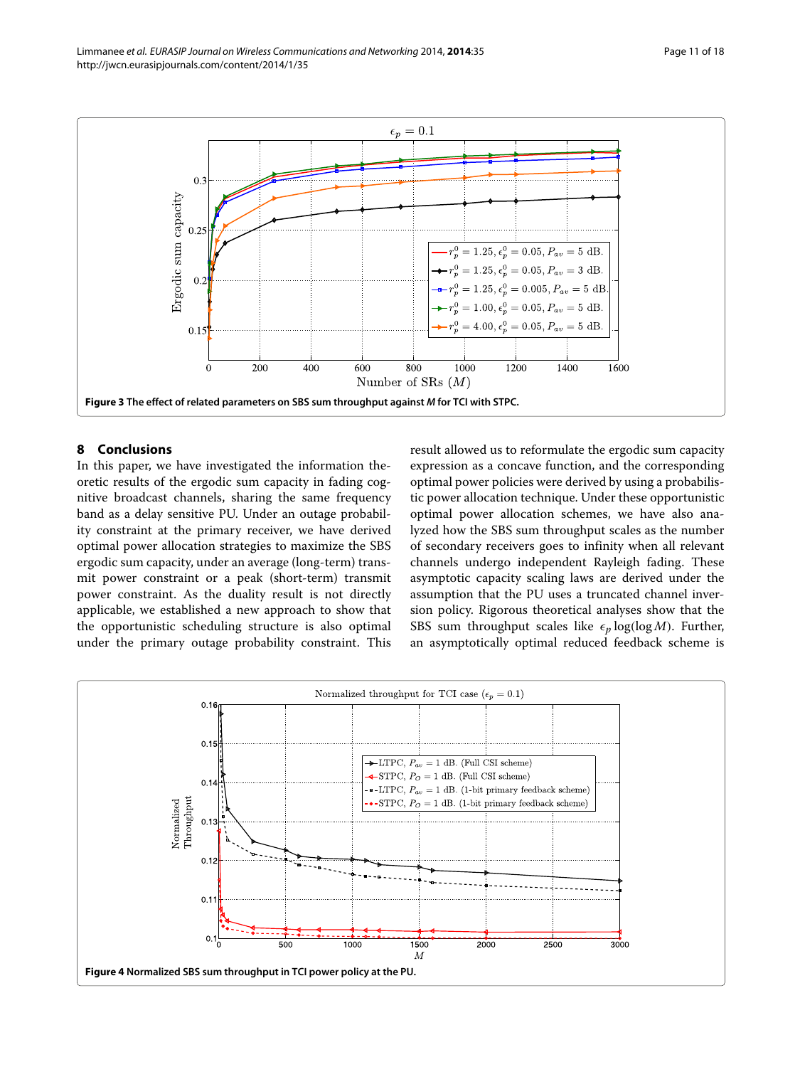Figure 3 The effect of related parameters on SBS sum throughput against $M$ for TCI with STPC.

## 8 Conclusions

In this paper, we have investigated the information theoretic results of the ergodic sum capacity in fading cognitive broadcast channels, sharing the same frequency band as a delay sensitive PU. Under an outage probability constraint at the primary receiver, we have derived optimal power allocation strategies to maximize the SBS ergodic sum capacity, under an average (long-term) transmit power constraint or a peak (short-term) transmit power constraint. As the duality result is not directly applicable, we established a new approach to show that the opportunistic scheduling structure is also optimal under the primary outage probability constraint. This result allowed us to reformulate the ergodic sum capacity expression as a concave function, and the corresponding optimal power policies were derived by using a probabilistic power allocation technique. Under these opportunistic optimal power allocation schemes, we have also analyzed how the SBS sum throughput scales as the number of secondary receivers goes to infinity when all relevant channels undergo independent Rayleigh fading. These asymptotic capacity scaling laws are derived under the assumption that the PU uses a truncated channel inversion policy. Rigorous theoretical analyses show that the SBS sum throughput scales like $\epsilon_p \log(\log M)$. Further, an asymptotically optimal reduced feedback scheme is

Figure 4 Normalized SBS sum throughput in TCI power policy at the PU.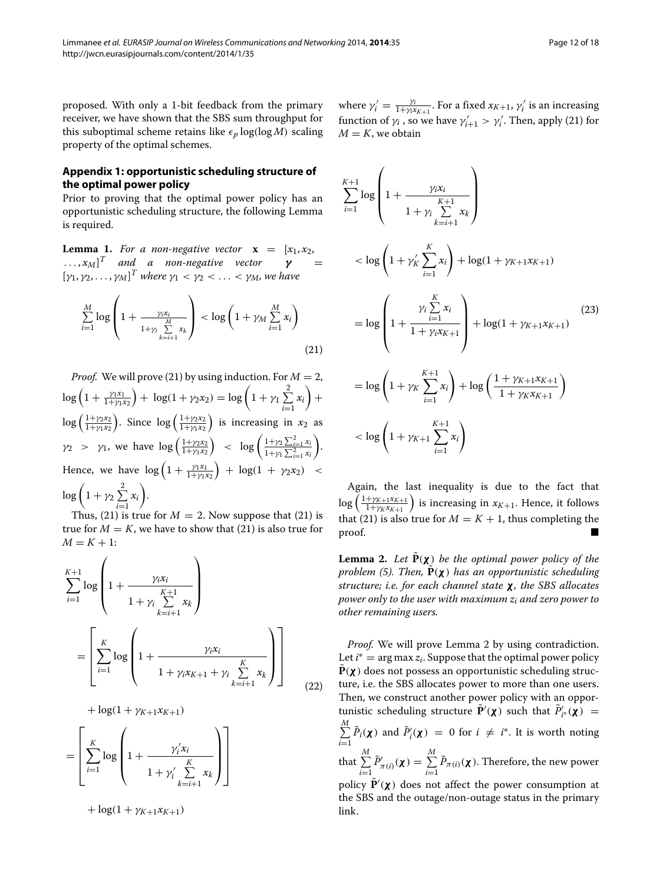proposed. With only a 1-bit feedback from the primary receiver, we have shown that the SBS sum throughput for this suboptimal scheme retains like $\epsilon_p \log(\log M)$ scaling property of the optimal schemes.

## Appendix 1: opportunistic scheduling structure of the optimal power policy

Prior to proving that the optimal power policy has an opportunistic scheduling structure, the following Lemma is required.

**Lemma 1.** *For a non-negative vector* $\mathbf{x} = [x_1, x_2, \ldots, x_M]^T$ *and a non-negative vector* $\boldsymbol{\gamma} = [\gamma_1, \gamma_2, \ldots, \gamma_M]^T$ *where* $\gamma_1 < \gamma_2 < \ldots < \gamma_M$*, we have*

$$\sum_{i=1}^{M} \log\left(1 + \frac{\gamma_i x_i}{1+\gamma_i \sum\limits_{k=i+1}^{M} x_k}\right) < \log\left(1 + \gamma_M \sum_{i=1}^{M} x_i\right) \tag{21}$$

*Proof.* We will prove (21) by using induction. For $M = 2$, $\log\left(1 + \frac{\gamma_1 x_1}{1+\gamma_1 x_2}\right) + \log(1 + \gamma_2 x_2) = \log\left(1 + \gamma_1 \sum\limits_{i=1}^{2} x_i\right) + \log\left(\frac{1+\gamma_2 x_2}{1+\gamma_1 x_2}\right)$. Since $\log\left(\frac{1+\gamma_2 x_2}{1+\gamma_1 x_2}\right)$ is increasing in $x_2$ as $\gamma_2 > \gamma_1$, we have $\log\left(\frac{1+\gamma_2 x_2}{1+\gamma_1 x_2}\right) < \log\left(\frac{1+\gamma_2 \sum_{i=1}^{2} x_i}{1+\gamma_1 \sum_{i=1}^{2} x_i}\right)$. Hence, we have $\log\left(1 + \frac{\gamma_1 x_1}{1+\gamma_1 x_2}\right) + \log(1 + \gamma_2 x_2) < \log\left(1 + \gamma_2 \sum\limits_{i=1}^{2} x_i\right)$.

Thus, (21) is true for $M = 2$. Now suppose that (21) is true for $M = K$, we have to show that (21) is also true for $M = K + 1$:

$$\begin{aligned}
&\sum_{i=1}^{K+1} \log\left(1 + \frac{\gamma_i x_i}{1 + \gamma_i \sum\limits_{k=i+1}^{K+1} x_k}\right) \\
&= \left[\sum_{i=1}^{K} \log\left(1 + \frac{\gamma_i x_i}{1 + \gamma_i x_{K+1} + \gamma_i \sum\limits_{k=i+1}^{K} x_k}\right)\right] \\
&\quad + \log(1 + \gamma_{K+1} x_{K+1}) \\
&= \left[\sum_{i=1}^{K} \log\left(1 + \frac{\gamma_i' x_i}{1 + \gamma_i' \sum\limits_{k=i+1}^{K} x_k}\right)\right] \\
&\quad + \log(1 + \gamma_{K+1} x_{K+1})
\end{aligned} \tag{22}$$

where $\gamma_i' = \frac{\gamma_i}{1+\gamma_i x_{K+1}}$. For a fixed $x_{K+1}$, $\gamma_i'$ is an increasing function of $\gamma_i$ , so we have $\gamma_{i+1}' > \gamma_i'$. Then, apply (21) for $M = K$, we obtain

$$\begin{aligned}
&\sum_{i=1}^{K+1} \log\left(1 + \frac{\gamma_i x_i}{1 + \gamma_i \sum\limits_{k=i+1}^{K+1} x_k}\right) \\
&< \log\left(1 + \gamma_K' \sum_{i=1}^{K} x_i\right) + \log(1 + \gamma_{K+1} x_{K+1}) \\
&= \log\left(1 + \frac{\gamma_i \sum\limits_{i=1}^{K} x_i}{1 + \gamma_i x_{K+1}}\right) + \log(1 + \gamma_{K+1} x_{K+1}) \\
&= \log\left(1 + \gamma_K \sum_{i=1}^{K+1} x_i\right) + \log\left(\frac{1 + \gamma_{K+1} x_{K+1}}{1 + \gamma_K x_{K+1}}\right) \\
&< \log\left(1 + \gamma_{K+1} \sum_{i=1}^{K+1} x_i\right)
\end{aligned} \tag{23}$$

Again, the last inequality is due to the fact that $\log\left(\frac{1+\gamma_{K+1} x_{K+1}}{1+\gamma_K x_{K+1}}\right)$ is increasing in $x_{K+1}$. Hence, it follows that (21) is also true for $M = K + 1$, thus completing the proof. ∎

**Lemma 2.** *Let* $\tilde{\mathbf{P}}(\boldsymbol{\chi})$ *be the optimal power policy of the problem (5). Then,* $\tilde{\mathbf{P}}(\boldsymbol{\chi})$ *has an opportunistic scheduling structure; i.e. for each channel state* $\boldsymbol{\chi}$*, the SBS allocates power only to the user with maximum* $z_i$ *and zero power to other remaining users.*

*Proof.* We will prove Lemma 2 by using contradiction. Let $i^* = \arg\max z_i$. Suppose that the optimal power policy $\tilde{\mathbf{P}}(\boldsymbol{\chi})$ does not possess an opportunistic scheduling structure, i.e. the SBS allocates power to more than one users. Then, we construct another power policy with an opportunistic scheduling structure $\tilde{\mathbf{P}}'(\boldsymbol{\chi})$ such that $\tilde{P}_{i^*}'(\boldsymbol{\chi}) = \sum\limits_{i=1}^{M} \tilde{P}_i(\boldsymbol{\chi})$ and $\tilde{P}_i'(\boldsymbol{\chi}) = 0$ for $i \neq i^*$. It is worth noting that $\sum\limits_{i=1}^{M} \tilde{P}_{\pi(i)}'(\boldsymbol{\chi}) = \sum\limits_{i=1}^{M} \tilde{P}_{\pi(i)}(\boldsymbol{\chi})$. Therefore, the new power policy $\tilde{\mathbf{P}}'(\boldsymbol{\chi})$ does not affect the power consumption at the SBS and the outage/non-outage status in the primary link.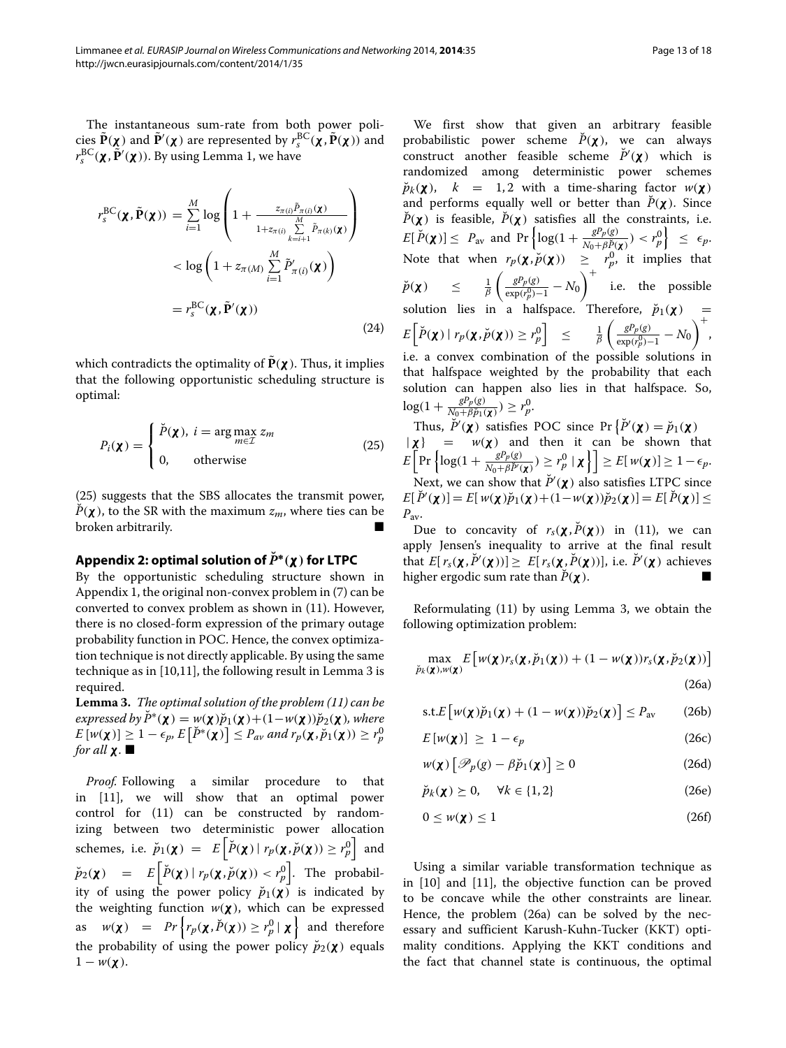The instantaneous sum-rate from both power policies $\tilde{\mathbf{P}}(\boldsymbol{\chi})$ and $\tilde{\mathbf{P}}'(\boldsymbol{\chi})$ are represented by $r_s^{\mathrm{BC}}(\boldsymbol{\chi}, \tilde{\mathbf{P}}(\boldsymbol{\chi}))$ and $r_s^{\mathrm{BC}}(\boldsymbol{\chi}, \tilde{\mathbf{P}}'(\boldsymbol{\chi}))$. By using Lemma 1, we have

$$
\begin{aligned}
r_s^{\mathrm{BC}}(\boldsymbol{\chi}, \tilde{\mathbf{P}}(\boldsymbol{\chi})) &= \sum_{i=1}^{M} \log\left(1 + \frac{z_{\pi(i)} \tilde{P}_{\pi(i)}(\boldsymbol{\chi})}{1 + z_{\pi(i)} \sum\limits_{k=i+1}^{M} \tilde{P}_{\pi(k)}(\boldsymbol{\chi})}\right) \\
&< \log\left(1 + z_{\pi(M)} \sum_{i=1}^{M} \tilde{P}'_{\pi(i)}(\boldsymbol{\chi})\right) \\
&= r_s^{\mathrm{BC}}(\boldsymbol{\chi}, \tilde{\mathbf{P}}'(\boldsymbol{\chi}))
\end{aligned}
\tag{24}
$$

which contradicts the optimality of $\tilde{\mathbf{P}}(\boldsymbol{\chi})$. Thus, it implies that the following opportunistic scheduling structure is optimal:

$$
P_i(\boldsymbol{\chi}) = \begin{cases} \check{P}(\boldsymbol{\chi}), \; i = \arg\max\limits_{m \in \mathcal{I}} z_m \\ 0, \qquad \text{otherwise} \end{cases} \tag{25}
$$

(25) suggests that the SBS allocates the transmit power, $\check{P}(\boldsymbol{\chi})$, to the SR with the maximum $z_m$, where ties can be broken arbitrarily. ■

## Appendix 2: optimal solution of $\check{P}^*(\boldsymbol{\chi})$ for LTPC

By the opportunistic scheduling structure shown in Appendix 1, the original non-convex problem in (7) can be converted to convex problem as shown in (11). However, there is no closed-form expression of the primary outage probability function in POC. Hence, the convex optimization technique is not directly applicable. By using the same technique as in [10,11], the following result in Lemma 3 is required.

**Lemma 3.** *The optimal solution of the problem (11) can be expressed by* $\check{P}^*(\boldsymbol{\chi}) = w(\boldsymbol{\chi})\check{p}_1(\boldsymbol{\chi}) + (1 - w(\boldsymbol{\chi}))\check{p}_2(\boldsymbol{\chi})$*, where* $E\left[w(\boldsymbol{\chi})\right] \geq 1 - \epsilon_p$, $E\left[\check{P}^*(\boldsymbol{\chi})\right] \leq P_{av}$ *and* $r_p(\boldsymbol{\chi}, \check{p}_1(\boldsymbol{\chi})) \geq r_p^0$ *for all* $\boldsymbol{\chi}$. ■

*Proof.* Following a similar procedure to that in [11], we will show that an optimal power control for (11) can be constructed by randomizing between two deterministic power allocation schemes, i.e. $\check{p}_1(\boldsymbol{\chi}) = E\left[\check{P}(\boldsymbol{\chi}) \mid r_p(\boldsymbol{\chi}, \check{p}(\boldsymbol{\chi})) \geq r_p^0\right]$ and $\check{p}_2(\boldsymbol{\chi}) = E\left[\check{P}(\boldsymbol{\chi}) \mid r_p(\boldsymbol{\chi}, \check{p}(\boldsymbol{\chi})) < r_p^0\right]$. The probability of using the power policy $\check{p}_1(\boldsymbol{\chi})$ is indicated by the weighting function $w(\boldsymbol{\chi})$, which can be expressed as $w(\boldsymbol{\chi}) = Pr\left\{r_p(\boldsymbol{\chi}, \check{P}(\boldsymbol{\chi})) \geq r_p^0 \mid \boldsymbol{\chi}\right\}$ and therefore the probability of using the power policy $\check{p}_2(\boldsymbol{\chi})$ equals $1 - w(\boldsymbol{\chi})$.

We first show that given an arbitrary feasible probabilistic power scheme $\check{P}(\boldsymbol{\chi})$, we can always construct another feasible scheme $\check{P}'(\boldsymbol{\chi})$ which is randomized among deterministic power schemes $\check{p}_k(\boldsymbol{\chi})$, $k = 1, 2$ with a time-sharing factor $w(\boldsymbol{\chi})$ and performs equally well or better than $\check{P}(\boldsymbol{\chi})$. Since $\check{P}(\boldsymbol{\chi})$ is feasible, $\check{P}(\boldsymbol{\chi})$ satisfies all the constraints, i.e. $E[\check{P}(\boldsymbol{\chi})] \leq P_{\mathrm{av}}$ and $\Pr\left\{\log(1 + \frac{gP_p(g)}{N_0 + \beta\check{P}(\boldsymbol{\chi})}) < r_p^0\right\} \leq \epsilon_p$. Note that when $r_p(\boldsymbol{\chi}, \check{p}(\boldsymbol{\chi})) \geq r_p^0$, it implies that $\check{p}(\boldsymbol{\chi}) \leq \frac{1}{\beta}\left(\frac{gP_p(g)}{\exp(r_p^0) - 1} - N_0\right)^+$ i.e. the possible solution lies in a halfspace. Therefore, $\check{p}_1(\boldsymbol{\chi}) = E\left[\check{P}(\boldsymbol{\chi}) \mid r_p(\boldsymbol{\chi}, \check{p}(\boldsymbol{\chi})) \geq r_p^0\right] \leq \frac{1}{\beta}\left(\frac{gP_p(g)}{\exp(r_p^0) - 1} - N_0\right)^+$, i.e. a convex combination of the possible solutions in that halfspace weighted by the probability that each solution can happen also lies in that halfspace. So, $\log(1 + \frac{gP_p(g)}{N_0 + \beta\check{p}_1(\boldsymbol{\chi})}) \geq r_p^0$.

Thus, $\check{P}'(\boldsymbol{\chi})$ satisfies POC since $\Pr\left\{\check{P}'(\boldsymbol{\chi}) = \check{p}_1(\boldsymbol{\chi}) \mid \boldsymbol{\chi}\right\} = w(\boldsymbol{\chi})$ and then it can be shown that $E\left[\Pr\left\{\log(1 + \frac{gP_p(g)}{N_0 + \beta\check{P}'(\boldsymbol{\chi})}) \geq r_p^0 \mid \boldsymbol{\chi}\right\}\right] \geq E[w(\boldsymbol{\chi})] \geq 1 - \epsilon_p$.

Next, we can show that $\check{P}'(\boldsymbol{\chi})$ also satisfies LTPC since $E[\check{P}'(\boldsymbol{\chi})] = E[w(\boldsymbol{\chi})\check{p}_1(\boldsymbol{\chi}) + (1 - w(\boldsymbol{\chi}))\check{p}_2(\boldsymbol{\chi})] = E[\check{P}(\boldsymbol{\chi})] \leq P_{\mathrm{av}}$.

Due to concavity of $r_s(\boldsymbol{\chi}, \check{P}(\boldsymbol{\chi}))$ in (11), we can apply Jensen's inequality to arrive at the final result that $E[r_s(\boldsymbol{\chi}, \check{P}'(\boldsymbol{\chi}))] \geq E[r_s(\boldsymbol{\chi}, \check{P}(\boldsymbol{\chi}))]$, i.e. $\check{P}'(\boldsymbol{\chi})$ achieves higher ergodic sum rate than $\check{P}(\boldsymbol{\chi})$. ■

Reformulating (11) by using Lemma 3, we obtain the following optimization problem:

$$
\max_{\check{p}_k(\boldsymbol{\chi}), w(\boldsymbol{\chi})} E\left[w(\boldsymbol{\chi}) r_s(\boldsymbol{\chi}, \check{p}_1(\boldsymbol{\chi})) + (1 - w(\boldsymbol{\chi})) r_s(\boldsymbol{\chi}, \check{p}_2(\boldsymbol{\chi}))\right] \tag{26a}
$$

$$
\text{s.t.} E\left[w(\boldsymbol{\chi})\check{p}_1(\boldsymbol{\chi}) + (1 - w(\boldsymbol{\chi}))\check{p}_2(\boldsymbol{\chi})\right] \leq P_{\mathrm{av}} \tag{26b}
$$

$$
E\left[w(\boldsymbol{\chi})\right] \geq 1 - \epsilon_p \tag{26c}
$$

$$
w(\boldsymbol{\chi})\left[\mathscr{P}_p(g) - \beta\check{p}_1(\boldsymbol{\chi})\right] \geq 0 \tag{26d}
$$

$$
\check{p}_k(\boldsymbol{\chi}) \succeq 0, \quad \forall k \in \{1, 2\} \tag{26e}
$$

$$
0 \leq w(\boldsymbol{\chi}) \leq 1 \tag{26f}
$$

Using a similar variable transformation technique as in [10] and [11], the objective function can be proved to be concave while the other constraints are linear. Hence, the problem (26a) can be solved by the necessary and sufficient Karush-Kuhn-Tucker (KKT) optimality conditions. Applying the KKT conditions and the fact that channel state is continuous, the optimal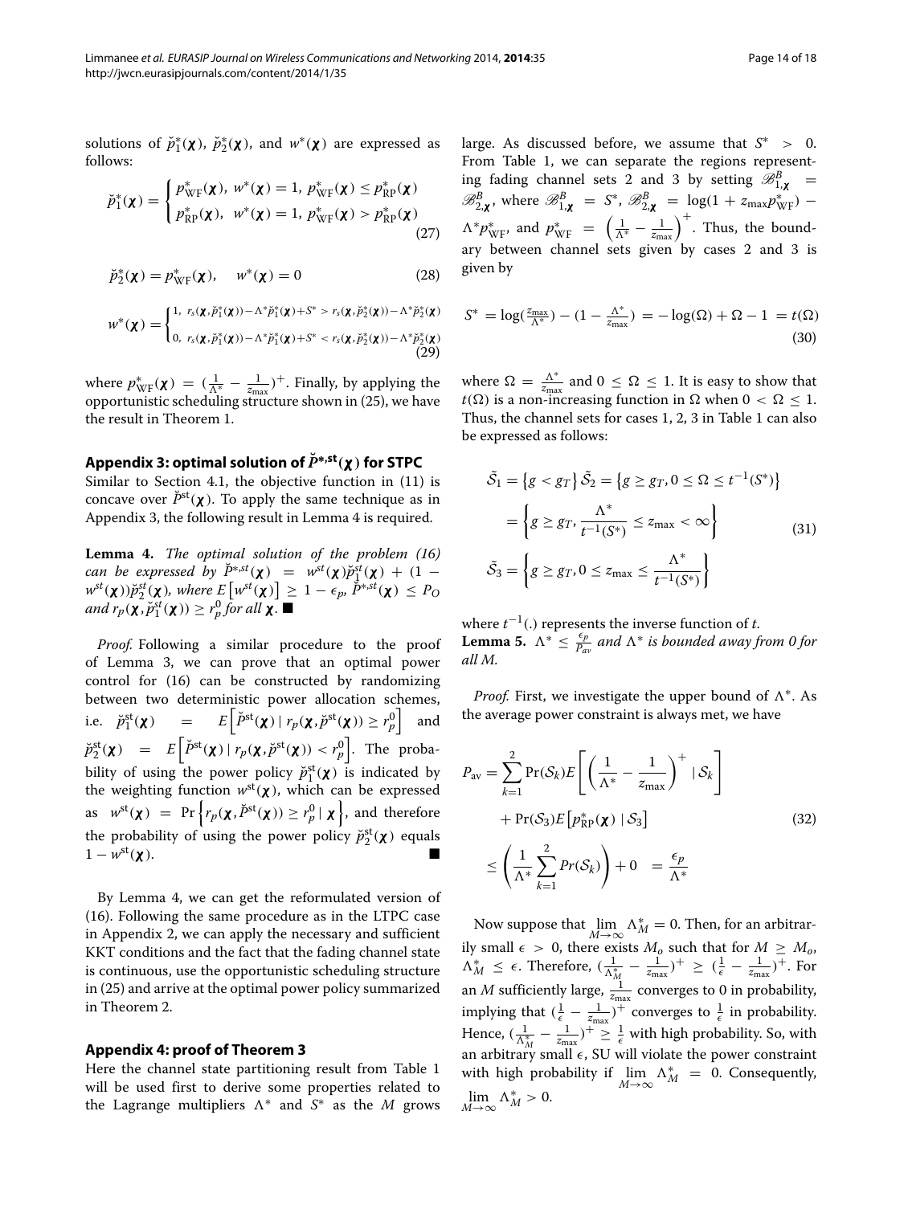solutions of $\check{p}_1^*(\boldsymbol{\chi})$, $\check{p}_2^*(\boldsymbol{\chi})$, and $w^*(\boldsymbol{\chi})$ are expressed as follows:

$$\check{p}_1^*(\boldsymbol{\chi}) = \begin{cases} p_{\text{WF}}^*(\boldsymbol{\chi}),\ w^*(\boldsymbol{\chi}) = 1,\ p_{\text{WF}}^*(\boldsymbol{\chi}) \le p_{\text{RP}}^*(\boldsymbol{\chi}) \\ p_{\text{RP}}^*(\boldsymbol{\chi}),\ \ w^*(\boldsymbol{\chi}) = 1,\ p_{\text{WF}}^*(\boldsymbol{\chi}) > p_{\text{RP}}^*(\boldsymbol{\chi}) \end{cases} \tag{27}$$

$$\check{p}_2^*(\boldsymbol{\chi}) = p_{\text{WF}}^*(\boldsymbol{\chi}), \quad w^*(\boldsymbol{\chi}) = 0 \tag{28}$$

$$w^*(\boldsymbol{\chi}) = \begin{cases} 1,\ r_s(\boldsymbol{\chi}, \check{p}_1^*(\boldsymbol{\chi})) - \Lambda^* \check{p}_1^*(\boldsymbol{\chi}) + S^* > r_s(\boldsymbol{\chi}, \check{p}_2^*(\boldsymbol{\chi})) - \Lambda^* \check{p}_2^*(\boldsymbol{\chi}) \\ 0,\ r_s(\boldsymbol{\chi}, \check{p}_1^*(\boldsymbol{\chi})) - \Lambda^* \check{p}_1^*(\boldsymbol{\chi}) + S^* < r_s(\boldsymbol{\chi}, \check{p}_2^*(\boldsymbol{\chi})) - \Lambda^* \check{p}_2^*(\boldsymbol{\chi}) \end{cases} \tag{29}$$

where $p_{\text{WF}}^*(\boldsymbol{\chi}) = (\frac{1}{\Lambda^*} - \frac{1}{z_{\max}})^+$. Finally, by applying the opportunistic scheduling structure shown in (25), we have the result in Theorem 1.

## Appendix 3: optimal solution of $\check{P}^{*,\text{st}}(\boldsymbol{\chi})$ for STPC

Similar to Section 4.1, the objective function in (11) is concave over $\check{P}^{\text{st}}(\boldsymbol{\chi})$. To apply the same technique as in Appendix 3, the following result in Lemma 4 is required.

**Lemma 4.** *The optimal solution of the problem (16) can be expressed by* $\check{P}^{*,st}(\boldsymbol{\chi}) = w^{st}(\boldsymbol{\chi})\check{p}_1^{st}(\boldsymbol{\chi}) + (1 - w^{st}(\boldsymbol{\chi}))\check{p}_2^{st}(\boldsymbol{\chi})$*, where* $E\left[w^{st}(\boldsymbol{\chi})\right] \ge 1 - \epsilon_p$, $\check{P}^{*,st}(\boldsymbol{\chi}) \le P_O$ *and* $r_p(\boldsymbol{\chi}, \check{p}_1^{st}(\boldsymbol{\chi})) \ge r_p^0$ *for all* $\boldsymbol{\chi}$. ■

*Proof.* Following a similar procedure to the proof of Lemma 3, we can prove that an optimal power control for (16) can be constructed by randomizing between two deterministic power allocation schemes, i.e. $\check{p}_1^{\text{st}}(\boldsymbol{\chi}) = E\left[\check{P}^{\text{st}}(\boldsymbol{\chi}) \mid r_p(\boldsymbol{\chi}, \check{p}^{\text{st}}(\boldsymbol{\chi})) \ge r_p^0\right]$ and $\check{p}_2^{\text{st}}(\boldsymbol{\chi}) = E\left[\check{P}^{\text{st}}(\boldsymbol{\chi}) \mid r_p(\boldsymbol{\chi}, \check{p}^{\text{st}}(\boldsymbol{\chi})) < r_p^0\right]$. The probability of using the power policy $\check{p}_1^{st}(\boldsymbol{\chi})$ is indicated by the weighting function $w^{\text{st}}(\boldsymbol{\chi})$, which can be expressed as $w^{\text{st}}(\boldsymbol{\chi}) = \Pr\left\{r_p(\boldsymbol{\chi}, \check{P}^{\text{st}}(\boldsymbol{\chi})) \ge r_p^0 \mid \boldsymbol{\chi}\right\}$, and therefore the probability of using the power policy $\check{p}_2^{\text{st}}(\boldsymbol{\chi})$ equals $1 - w^{\text{st}}(\boldsymbol{\chi})$. ■

By Lemma 4, we can get the reformulated version of (16). Following the same procedure as in the LTPC case in Appendix 2, we can apply the necessary and sufficient KKT conditions and the fact that the fading channel state is continuous, use the opportunistic scheduling structure in (25) and arrive at the optimal power policy summarized in Theorem 2.

## Appendix 4: proof of Theorem 3

Here the channel state partitioning result from Table 1 will be used first to derive some properties related to the Lagrange multipliers $\Lambda^*$ and $S^*$ as the $M$ grows large. As discussed before, we assume that $S^* > 0$. From Table 1, we can separate the regions representing fading channel sets 2 and 3 by setting $\mathscr{B}_{1,\boldsymbol{\chi}}^B = \mathscr{B}_{2,\boldsymbol{\chi}}^B$, where $\mathscr{B}_{1,\boldsymbol{\chi}}^B = S^*$, $\mathscr{B}_{2,\boldsymbol{\chi}}^B = \log(1 + z_{\max} p_{\text{WF}}^*) - \Lambda^* p_{\text{WF}}^*$, and $p_{\text{WF}}^* = \left(\frac{1}{\Lambda^*} - \frac{1}{z_{\max}}\right)^+$. Thus, the boundary between channel sets given by cases 2 and 3 is given by

$$S^* = \log(\tfrac{z_{\max}}{\Lambda^*}) - (1 - \tfrac{\Lambda^*}{z_{\max}}) = -\log(\Omega) + \Omega - 1 = t(\Omega) \tag{30}$$

where $\Omega = \frac{\Lambda^*}{z_{\max}}$ and $0 \le \Omega \le 1$. It is easy to show that $t(\Omega)$ is a non-increasing function in $\Omega$ when $0 < \Omega \le 1$. Thus, the channel sets for cases 1, 2, 3 in Table 1 can also be expressed as follows:

$$\begin{aligned} \tilde{\mathcal{S}}_1 &= \left\{g < g_T\right\} \tilde{\mathcal{S}}_2 = \left\{g \ge g_T, 0 \le \Omega \le t^{-1}(S^*)\right\} \\ &= \left\{g \ge g_T, \frac{\Lambda^*}{t^{-1}(S^*)} \le z_{\max} < \infty\right\} \\ \tilde{\mathcal{S}}_3 &= \left\{g \ge g_T, 0 \le z_{\max} \le \frac{\Lambda^*}{t^{-1}(S^*)}\right\} \end{aligned} \tag{31}$$

where $t^{-1}(.)$ represents the inverse function of $t$.

**Lemma 5.** $\Lambda^* \le \frac{\epsilon_p}{P_{av}}$ *and* $\Lambda^*$ *is bounded away from 0 for all M.*

*Proof.* First, we investigate the upper bound of $\Lambda^*$. As the average power constraint is always met, we have

$$\begin{aligned} P_{\text{av}} &= \sum_{k=1}^{2} \Pr(\mathcal{S}_k) E\left[\left(\frac{1}{\Lambda^*} - \frac{1}{z_{\max}}\right)^+ \mid \mathcal{S}_k\right] \\ &\quad + \Pr(\mathcal{S}_3) E\left[p_{\text{RP}}^*(\boldsymbol{\chi}) \mid \mathcal{S}_3\right] \\ &\le \left(\frac{1}{\Lambda^*} \sum_{k=1}^{2} Pr(\mathcal{S}_k)\right) + 0 \quad = \frac{\epsilon_p}{\Lambda^*} \end{aligned} \tag{32}$$

Now suppose that $\lim_{M \to \infty} \Lambda_M^* = 0$. Then, for an arbitrarily small $\epsilon > 0$, there exists $M_o$ such that for $M \ge M_o$, $\Lambda_M^* \le \epsilon$. Therefore, $(\frac{1}{\Lambda_M^*} - \frac{1}{z_{\max}})^+ \ge (\frac{1}{\epsilon} - \frac{1}{z_{\max}})^+$. For an $M$ sufficiently large, $\frac{1}{z_{\max}}$ converges to 0 in probability, implying that $(\frac{1}{\epsilon} - \frac{1}{z_{\max}})^+$ converges to $\frac{1}{\epsilon}$ in probability. Hence, $(\frac{1}{\Lambda_M^*} - \frac{1}{z_{\max}})^+ \ge \frac{1}{\epsilon}$ with high probability. So, with an arbitrary small $\epsilon$, SU will violate the power constraint with high probability if $\lim_{M \to \infty} \Lambda_M^* = 0$. Consequently, $\lim_{M \to \infty} \Lambda_M^* > 0$.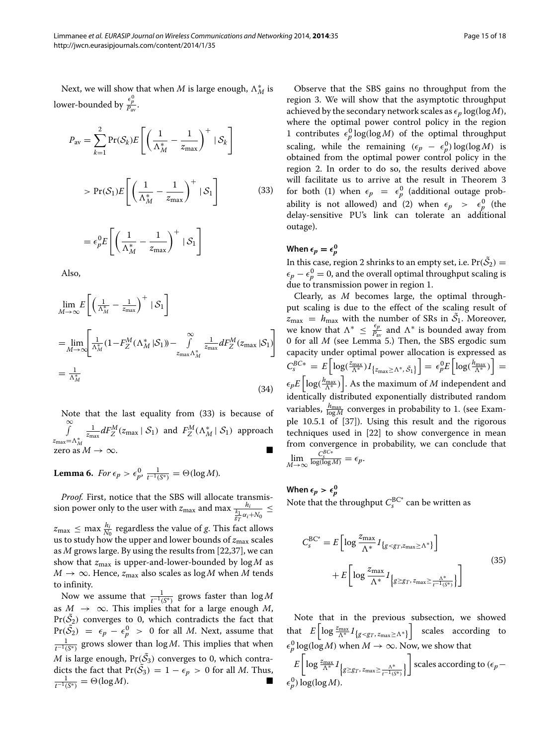Next, we will show that when $M$ is large enough, $\Lambda_M^*$ is lower-bounded by $\frac{\epsilon_p^0}{P_{\text{av}}}$.

$$P_{\text{av}} = \sum_{k=1}^{2} \Pr(\mathcal{S}_k) E\left[\left(\frac{1}{\Lambda_M^*} - \frac{1}{z_{\max}}\right)^+ \mid \mathcal{S}_k\right]$$

$$> \Pr(\mathcal{S}_1) E\left[\left(\frac{1}{\Lambda_M^*} - \frac{1}{z_{\max}}\right)^+ \mid \mathcal{S}_1\right] \tag{33}$$

$$= \epsilon_p^0 E\left[\left(\frac{1}{\Lambda_M^*} - \frac{1}{z_{\max}}\right)^+ \mid \mathcal{S}_1\right]$$

Also,

$$\lim_{M\to\infty} E\left[\left(\tfrac{1}{\Lambda_M^*} - \tfrac{1}{z_{\max}}\right)^+ \mid \mathcal{S}_1\right]$$
$$= \lim_{M\to\infty}\left[\tfrac{1}{\Lambda_M^*}(1 - F_Z^M(\Lambda_M^* \mid \mathcal{S}_1)) - \int_{z_{\max}\Lambda_M^*}^{\infty} \tfrac{1}{z_{\max}} dF_Z^M(z_{\max} \mid \mathcal{S}_1)\right]$$
$$= \tfrac{1}{\Lambda_M^*} \tag{34}$$

Note that the last equality from (33) is because of $\int_{z_{\max}=\Lambda_M^*}^{\infty} \frac{1}{z_{\max}} dF_Z^M(z_{\max} \mid \mathcal{S}_1)$ and $F_Z^M(\Lambda_M^* \mid \mathcal{S}_1)$ approach zero as $M \to \infty$. ■

**Lemma 6.** *For $\epsilon_p > \epsilon_p^0$, $\frac{1}{t^{-1}(S^*)} = \Theta(\log M)$.*

*Proof.* First, notice that the SBS will allocate transmission power only to the user with $z_{\max}$ and $\max \frac{h_i}{\frac{k_1}{g_T}\alpha_i + N_0} \le z_{\max} \le \max \frac{h_i}{N_0}$ regardless the value of $g$. This fact allows us to study how the upper and lower bounds of $z_{\max}$ scales as $M$ grows large. By using the results from [22,37], we can show that $z_{\max}$ is upper-and-lower-bounded by $\log M$ as $M \to \infty$. Hence, $z_{\max}$ also scales as $\log M$ when $M$ tends to infinity.

Now we assume that $\frac{1}{t^{-1}(S^*)}$ grows faster than $\log M$ as $M \to \infty$. This implies that for a large enough $M$, $\Pr(\tilde{\mathcal{S}}_2)$ converges to 0, which contradicts the fact that $\Pr(\tilde{\mathcal{S}}_2) = \epsilon_p - \epsilon_p^0 > 0$ for all $M$. Next, assume that $\frac{1}{t^{-1}(S^*)}$ grows slower than $\log M$. This implies that when $M$ is large enough, $\Pr(\tilde{\mathcal{S}}_3)$ converges to 0, which contradicts the fact that $\Pr(\tilde{\mathcal{S}}_3) = 1 - \epsilon_p > 0$ for all $M$. Thus, $\frac{1}{t^{-1}(S^*)} = \Theta(\log M)$. ■

Observe that the SBS gains no throughput from the region 3. We will show that the asymptotic throughput achieved by the secondary network scales as $\epsilon_p \log(\log M)$, where the optimal power control policy in the region 1 contributes $\epsilon_p^0 \log(\log M)$ of the optimal throughput scaling, while the remaining $(\epsilon_p - \epsilon_p^0)\log(\log M)$ is obtained from the optimal power control policy in the region 2. In order to do so, the results derived above will facilitate us to arrive at the result in Theorem 3 for both (1) when $\epsilon_p = \epsilon_p^0$ (additional outage probability is not allowed) and (2) when $\epsilon_p > \epsilon_p^0$ (the delay-sensitive PU's link can tolerate an additional outage).

#### When $\epsilon_p = \epsilon_p^0$

In this case, region 2 shrinks to an empty set, i.e. $\Pr(\tilde{\mathcal{S}}_2) = \epsilon_p - \epsilon_p^0 = 0$, and the overall optimal throughput scaling is due to transmission power in region 1.

Clearly, as $M$ becomes large, the optimal throughput scaling is due to the effect of the scaling result of $z_{\max} = h_{\max}$ with the number of SRs in $\tilde{\mathcal{S}}_1$. Moreover, we know that $\Lambda^* \le \frac{\epsilon_p}{P_{\text{av}}}$ and $\Lambda^*$ is bounded away from 0 for all $M$ (see Lemma 5.) Then, the SBS ergodic sum capacity under optimal power allocation is expressed as $C_s^{BC*} = E\left[\log(\frac{z_{\max}}{\Lambda^*}) I_{\{z_{\max} \ge \Lambda^*, \tilde{\mathcal{S}}_1\}}\right] = \epsilon_p^0 E\left[\log(\frac{h_{\max}}{\Lambda^*})\right] = \epsilon_p E\left[\log(\frac{h_{\max}}{\Lambda^*})\right]$. As the maximum of $M$ independent and identically distributed exponentially distributed random variables, $\frac{h_{\max}}{\log M}$ converges in probability to 1. (see Example 10.5.1 of [37]). Using this result and the rigorous techniques used in [22] to show convergence in mean from convergence in probability, we can conclude that $\lim_{M\to\infty} \frac{C_s^{BC*}}{\log(\log M)} = \epsilon_p$.

#### When $\epsilon_p > \epsilon_p^0$

Note that the throughput $C_s^{\text{BC}^*}$ can be written as

$$\begin{aligned} C_s^{\text{BC}^*} &= E\left[\log \frac{z_{\max}}{\Lambda^*} I_{\{g<g_T, z_{\max} \ge \Lambda^*\}}\right] \\ &\quad + E\left[\log \frac{z_{\max}}{\Lambda^*} I_{\left\{g \ge g_T,\, z_{\max} \ge \frac{\Lambda^*}{t^{-1}(S^*)}\right\}}\right] \end{aligned} \tag{35}$$

Note that in the previous subsection, we showed that $E\left[\log \frac{z_{\max}}{\Lambda^*} I_{\{g<g_T,\, z_{\max}\ge\Lambda^*\}}\right]$ scales according to $\epsilon_p^0 \log(\log M)$ when $M \to \infty$. Now, we show that $E\left[\log \frac{z_{\max}}{\Lambda^*} I_{\left\{g \ge g_T,\, z_{\max} \ge \frac{\Lambda^*}{t^{-1}(S^*)}\right\}}\right]$ scales according to $(\epsilon_p - \epsilon_p^0)\log(\log M)$.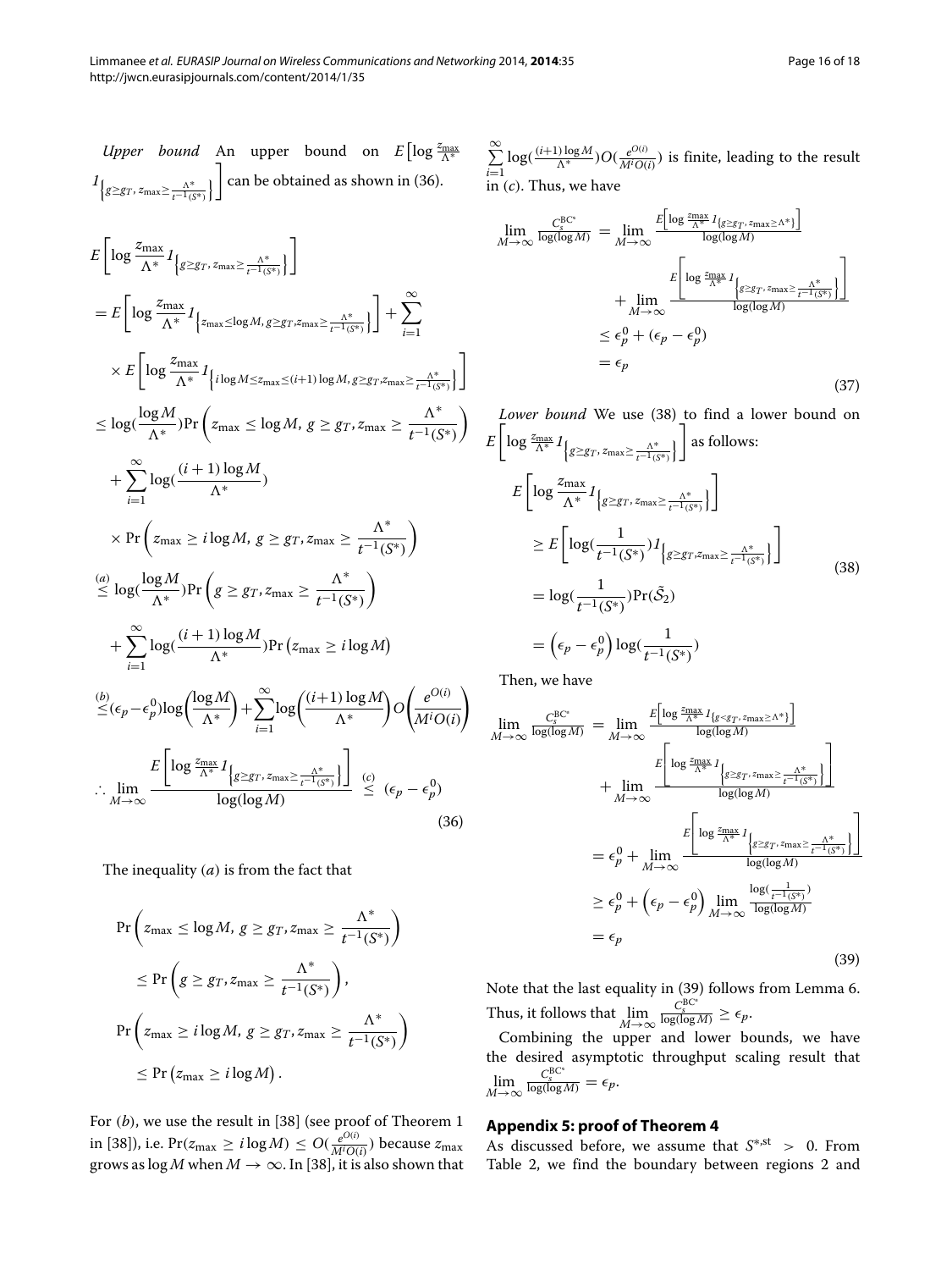*Upper bound* An upper bound on $E\left[\log \frac{z_{\max}}{\Lambda^*} I_{\left\{g \geq g_T,\, z_{\max} \geq \frac{\Lambda^*}{t^{-1}(S^*)}\right\}}\right]$ can be obtained as shown in (36).

$$
\begin{aligned}
&E\left[\log \frac{z_{\max}}{\Lambda^*} I_{\left\{g \geq g_T,\, z_{\max} \geq \frac{\Lambda^*}{t^{-1}(S^*)}\right\}}\right] \\
&= E\left[\log \frac{z_{\max}}{\Lambda^*} I_{\left\{z_{\max} \leq \log M,\, g \geq g_T, z_{\max} \geq \frac{\Lambda^*}{t^{-1}(S^*)}\right\}}\right] + \sum_{i=1}^{\infty} \\
&\quad \times E\left[\log \frac{z_{\max}}{\Lambda^*} I_{\left\{i \log M \leq z_{\max} \leq (i+1)\log M,\, g \geq g_T, z_{\max} \geq \frac{\Lambda^*}{t^{-1}(S^*)}\right\}}\right] \\
&\leq \log(\frac{\log M}{\Lambda^*}) \Pr\left(z_{\max} \leq \log M,\, g \geq g_T, z_{\max} \geq \frac{\Lambda^*}{t^{-1}(S^*)}\right) \\
&\quad + \sum_{i=1}^{\infty} \log(\frac{(i+1)\log M}{\Lambda^*}) \\
&\quad \times \Pr\left(z_{\max} \geq i \log M,\, g \geq g_T, z_{\max} \geq \frac{\Lambda^*}{t^{-1}(S^*)}\right) \\
&\overset{(a)}{\leq} \log(\frac{\log M}{\Lambda^*}) \Pr\left(g \geq g_T, z_{\max} \geq \frac{\Lambda^*}{t^{-1}(S^*)}\right) \\
&\quad + \sum_{i=1}^{\infty} \log(\frac{(i+1)\log M}{\Lambda^*}) \Pr\left(z_{\max} \geq i \log M\right) \\
&\overset{(b)}{\leq} (\epsilon_p - \epsilon_p^0) \log\left(\frac{\log M}{\Lambda^*}\right) + \sum_{i=1}^{\infty} \log\left(\frac{(i+1)\log M}{\Lambda^*}\right) O\left(\frac{e^{O(i)}}{M^i O(i)}\right) \\
&\therefore \lim_{M \to \infty} \frac{E\left[\log \frac{z_{\max}}{\Lambda^*} I_{\left\{g \geq g_T,\, z_{\max} \geq \frac{\Lambda^*}{t^{-1}(S^*)}\right\}}\right]}{\log(\log M)} \overset{(c)}{\leq} (\epsilon_p - \epsilon_p^0)
\end{aligned}
\tag{36}
$$

The inequality $(a)$ is from the fact that

$$
\begin{aligned}
&\Pr\left(z_{\max} \leq \log M,\, g \geq g_T, z_{\max} \geq \frac{\Lambda^*}{t^{-1}(S^*)}\right) \\
&\quad \leq \Pr\left(g \geq g_T, z_{\max} \geq \frac{\Lambda^*}{t^{-1}(S^*)}\right), \\
&\Pr\left(z_{\max} \geq i \log M,\, g \geq g_T, z_{\max} \geq \frac{\Lambda^*}{t^{-1}(S^*)}\right) \\
&\quad \leq \Pr\left(z_{\max} \geq i \log M\right).
\end{aligned}
$$

For $(b)$, we use the result in [38] (see proof of Theorem 1 in [38]), i.e. $\Pr(z_{\max} \geq i \log M) \leq O(\frac{e^{O(i)}}{M^i O(i)})$ because $z_{\max}$ grows as $\log M$ when $M \to \infty$. In [38], it is also shown that $\sum_{i=1}^{\infty} \log(\frac{(i+1)\log M}{\Lambda^*}) O(\frac{e^{O(i)}}{M^i O(i)})$ is finite, leading to the result in $(c)$. Thus, we have

$$
\begin{aligned}
\lim_{M \to \infty} \frac{C_s^{\mathrm{BC}^*}}{\log(\log M)} &= \lim_{M \to \infty} \frac{E\left[\log \frac{z_{\max}}{\Lambda^*} I_{\{g \geq g_T,\, z_{\max} \geq \Lambda^*\}}\right]}{\log(\log M)} \\
&\quad + \lim_{M \to \infty} \frac{E\left[\log \frac{z_{\max}}{\Lambda^*} I_{\left\{g \geq g_T,\, z_{\max} \geq \frac{\Lambda^*}{t^{-1}(S^*)}\right\}}\right]}{\log(\log M)} \\
&\leq \epsilon_p^0 + (\epsilon_p - \epsilon_p^0) \\
&= \epsilon_p
\end{aligned}
\tag{37}
$$

*Lower bound* We use (38) to find a lower bound on $E\left[\log \frac{z_{\max}}{\Lambda^*} I_{\left\{g \geq g_T,\, z_{\max} \geq \frac{\Lambda^*}{t^{-1}(S^*)}\right\}}\right]$ as follows:

$$
\begin{aligned}
&E\left[\log \frac{z_{\max}}{\Lambda^*} I_{\left\{g \geq g_T,\, z_{\max} \geq \frac{\Lambda^*}{t^{-1}(S^*)}\right\}}\right] \\
&\quad \geq E\left[\log(\frac{1}{t^{-1}(S^*)}) I_{\left\{g \geq g_T, z_{\max} \geq \frac{\Lambda^*}{t^{-1}(S^*)}\right\}}\right] \\
&\quad = \log(\frac{1}{t^{-1}(S^*)}) \Pr(\tilde{\mathcal{S}}_2) \\
&\quad = \left(\epsilon_p - \epsilon_p^0\right) \log(\frac{1}{t^{-1}(S^*)})
\end{aligned}
\tag{38}
$$

Then, we have

$$
\begin{aligned}
\lim_{M \to \infty} \frac{C_s^{\mathrm{BC}^*}}{\log(\log M)} &= \lim_{M \to \infty} \frac{E\left[\log \frac{z_{\max}}{\Lambda^*} I_{\{g < g_T,\, z_{\max} \geq \Lambda^*\}}\right]}{\log(\log M)} \\
&\quad + \lim_{M \to \infty} \frac{E\left[\log \frac{z_{\max}}{\Lambda^*} I_{\left\{g \geq g_T,\, z_{\max} \geq \frac{\Lambda^*}{t^{-1}(S^*)}\right\}}\right]}{\log(\log M)} \\
&= \epsilon_p^0 + \lim_{M \to \infty} \frac{E\left[\log \frac{z_{\max}}{\Lambda^*} I_{\left\{g \geq g_T,\, z_{\max} \geq \frac{\Lambda^*}{t^{-1}(S^*)}\right\}}\right]}{\log(\log M)} \\
&\geq \epsilon_p^0 + \left(\epsilon_p - \epsilon_p^0\right) \lim_{M \to \infty} \frac{\log(\frac{1}{t^{-1}(S^*)})}{\log(\log M)} \\
&= \epsilon_p
\end{aligned}
\tag{39}
$$

Note that the last equality in (39) follows from Lemma 6. Thus, it follows that $\lim_{M \to \infty} \frac{C_s^{\mathrm{BC}^*}}{\log(\log M)} \geq \epsilon_p$.

Combining the upper and lower bounds, we have the desired asymptotic throughput scaling result that $\lim_{M \to \infty} \frac{C_s^{\mathrm{BC}^*}}{\log(\log M)} = \epsilon_p$.

## Appendix 5: proof of Theorem 4

As discussed before, we assume that $S^{*,\mathrm{st}} > 0$. From Table 2, we find the boundary between regions 2 and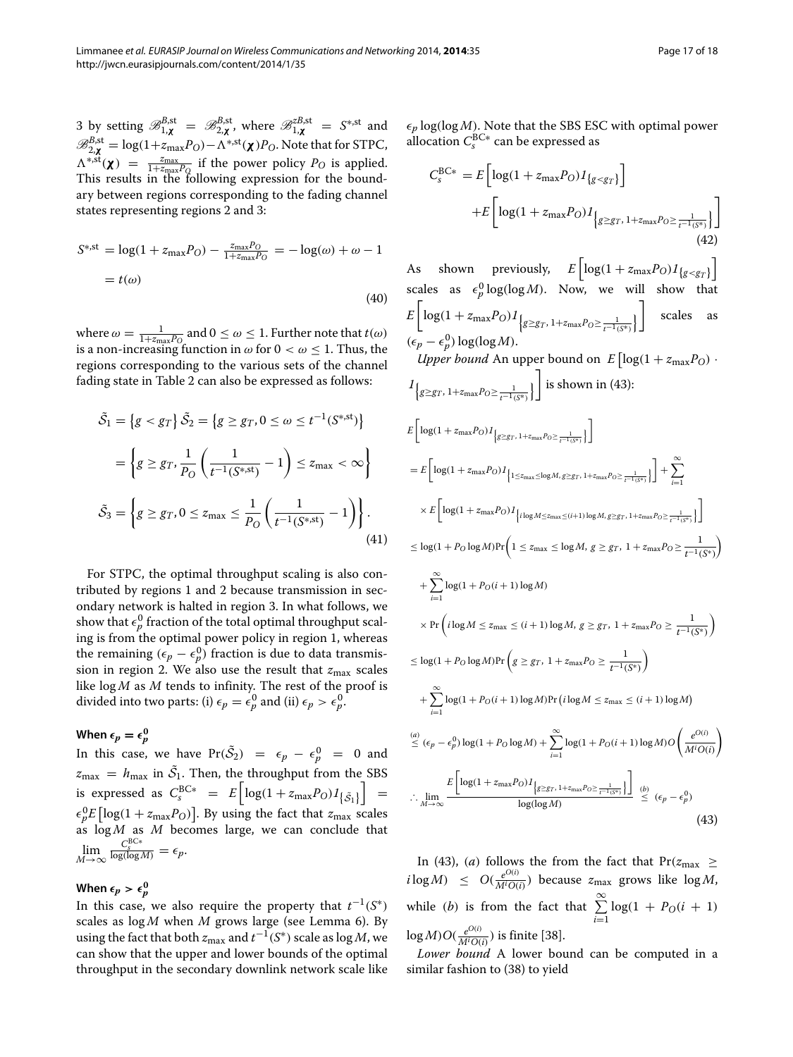3 by setting $\mathscr{B}^{B,\text{st}}_{1,\boldsymbol{\chi}} = \mathscr{B}^{B,\text{st}}_{2,\boldsymbol{\chi}}$, where $\mathscr{B}^{zB,\text{st}}_{1,\boldsymbol{\chi}} = S^{*,\text{st}}$ and $\mathscr{B}^{B,\text{st}}_{2,\boldsymbol{\chi}} = \log(1+z_{\max}P_O) - \Lambda^{*,\text{st}}(\boldsymbol{\chi})P_O$. Note that for STPC, $\Lambda^{*,\text{st}}(\boldsymbol{\chi}) = \frac{z_{\max}}{1+z_{\max}P_O}$ if the power policy $P_O$ is applied. This results in the following expression for the boundary between regions corresponding to the fading channel states representing regions 2 and 3:

$$
\begin{aligned}
S^{*,\text{st}} &= \log(1+z_{\max}P_O) - \tfrac{z_{\max}P_O}{1+z_{\max}P_O} = -\log(\omega) + \omega - 1 \\
&= t(\omega)
\end{aligned}
\tag{40}
$$

where $\omega = \frac{1}{1+z_{\max}P_O}$ and $0 \le \omega \le 1$. Further note that $t(\omega)$ is a non-increasing function in $\omega$ for $0 < \omega \le 1$. Thus, the regions corresponding to the various sets of the channel fading state in Table 2 can also be expressed as follows:

$$
\begin{aligned}
\tilde{\mathcal{S}}_1 &= \left\{g < g_T\right\} \; \tilde{\mathcal{S}}_2 = \left\{g \ge g_T, 0 \le \omega \le t^{-1}(S^{*,\text{st}})\right\} \\
&= \left\{g \ge g_T, \frac{1}{P_O}\left(\frac{1}{t^{-1}(S^{*,\text{st}})} - 1\right) \le z_{\max} < \infty\right\} \\
\tilde{\mathcal{S}}_3 &= \left\{g \ge g_T, 0 \le z_{\max} \le \frac{1}{P_O}\left(\frac{1}{t^{-1}(S^{*,\text{st}})} - 1\right)\right\}.
\end{aligned}
\tag{41}
$$

For STPC, the optimal throughput scaling is also contributed by regions 1 and 2 because transmission in secondary network is halted in region 3. In what follows, we show that $\epsilon_p^0$ fraction of the total optimal throughput scaling is from the optimal power policy in region 1, whereas the remaining $(\epsilon_p - \epsilon_p^0)$ fraction is due to data transmission in region 2. We also use the result that $z_{\max}$ scales like $\log M$ as $M$ tends to infinity. The rest of the proof is divided into two parts: (i) $\epsilon_p = \epsilon_p^0$ and (ii) $\epsilon_p > \epsilon_p^0$.

#### When $\epsilon_p = \epsilon_p^0$

In this case, we have $\Pr(\tilde{\mathcal{S}}_2) = \epsilon_p - \epsilon_p^0 = 0$ and $z_{\max} = h_{\max}$ in $\tilde{\mathcal{S}}_1$. Then, the throughput from the SBS is expressed as $C_s^{\text{BC}*} = E\left[\log(1+z_{\max}P_O)1_{\{\tilde{\mathcal{S}}_1\}}\right] = \epsilon_p^0 E\left[\log(1+z_{\max}P_O)\right]$. By using the fact that $z_{\max}$ scales as $\log M$ as $M$ becomes large, we can conclude that $\lim\limits_{M\to\infty} \frac{C_s^{\text{BC}*}}{\log(\log M)} = \epsilon_p$.

#### When $\epsilon_p > \epsilon_p^0$

In this case, we also require the property that $t^{-1}(S^*)$ scales as $\log M$ when $M$ grows large (see Lemma 6). By using the fact that both $z_{\max}$ and $t^{-1}(S^*)$ scale as $\log M$, we can show that the upper and lower bounds of the optimal throughput in the secondary downlink network scale like $\epsilon_p \log(\log M)$. Note that the SBS ESC with optimal power allocation $C_s^{\text{BC}*}$ can be expressed as

$$
\begin{aligned}
C_s^{\text{BC}*} &= E\left[\log(1+z_{\max}P_O)1_{\{g<g_T\}}\right] \\
&\quad + E\left[\log(1+z_{\max}P_O)1_{\left\{g \ge g_T,\, 1+z_{\max}P_O \ge \frac{1}{t^{-1}(S^*)}\right\}}\right]
\end{aligned}
\tag{42}
$$

As shown previously, $E\left[\log(1+z_{\max}P_O)1_{\{g<g_T\}}\right]$ scales as $\epsilon_p^0 \log(\log M)$. Now, we will show that $E\left[\log(1+z_{\max}P_O)1_{\left\{g \ge g_T,\, 1+z_{\max}P_O \ge \frac{1}{t^{-1}(S^*)}\right\}}\right]$ scales as $(\epsilon_p - \epsilon_p^0)\log(\log M)$.

*Upper bound* An upper bound on $E\left[\log(1+z_{\max}P_O) \cdot 1_{\left\{g \ge g_T,\, 1+z_{\max}P_O \ge \frac{1}{t^{-1}(S^*)}\right\}}\right]$ is shown in (43):

$$
\begin{aligned}
&E\left[\log(1+z_{\max}P_O)1_{\left\{g \ge g_T,\, 1+z_{\max}P_O \ge \frac{1}{t^{-1}(S^*)}\right\}}\right] \\
&= E\left[\log(1+z_{\max}P_O)1_{\left\{1 \le z_{\max} \le \log M,\, g \ge g_T,\, 1+z_{\max}P_O \ge \frac{1}{t^{-1}(S^*)}\right\}}\right] + \sum_{i=1}^{\infty} \\
&\quad \times E\left[\log(1+z_{\max}P_O)1_{\left\{i\log M \le z_{\max} \le (i+1)\log M,\, g \ge g_T,\, 1+z_{\max}P_O \ge \frac{1}{t^{-1}(S^*)}\right\}}\right] \\
&\le \log(1+P_O\log M)\Pr\left(1 \le z_{\max} \le \log M,\, g \ge g_T,\, 1+z_{\max}P_O \ge \frac{1}{t^{-1}(S^*)}\right) \\
&\quad + \sum_{i=1}^{\infty} \log(1+P_O(i+1)\log M) \\
&\quad \times \Pr\left(i\log M \le z_{\max} \le (i+1)\log M,\, g \ge g_T,\, 1+z_{\max}P_O \ge \frac{1}{t^{-1}(S^*)}\right) \\
&\le \log(1+P_O\log M)\Pr\left(g \ge g_T,\, 1+z_{\max}P_O \ge \frac{1}{t^{-1}(S^*)}\right) \\
&\quad + \sum_{i=1}^{\infty} \log(1+P_O(i+1)\log M)\Pr\left(i\log M \le z_{\max} \le (i+1)\log M\right) \\
&\overset{(a)}{\le} (\epsilon_p - \epsilon_p^0)\log(1+P_O\log M) + \sum_{i=1}^{\infty}\log(1+P_O(i+1)\log M)\, O\!\left(\frac{e^{O(i)}}{M^i O(i)}\right) \\
&\therefore \lim_{M\to\infty} \frac{E\left[\log(1+z_{\max}P_O)1_{\left\{g \ge g_T,\, 1+z_{\max}P_O \ge \frac{1}{t^{-1}(S^*)}\right\}}\right]}{\log(\log M)} \overset{(b)}{\le} (\epsilon_p - \epsilon_p^0)
\end{aligned}
\tag{43}
$$

In (43), $(a)$ follows the from the fact that $\Pr(z_{\max} \ge i\log M) \le O(\frac{e^{O(i)}}{M^i O(i)})$ because $z_{\max}$ grows like $\log M$, while $(b)$ is from the fact that $\sum\limits_{i=1}^{\infty} \log(1 + P_O(i+1)\log M) O(\frac{e^{O(i)}}{M^i O(i)})$ is finite [38].

*Lower bound* A lower bound can be computed in a similar fashion to (38) to yield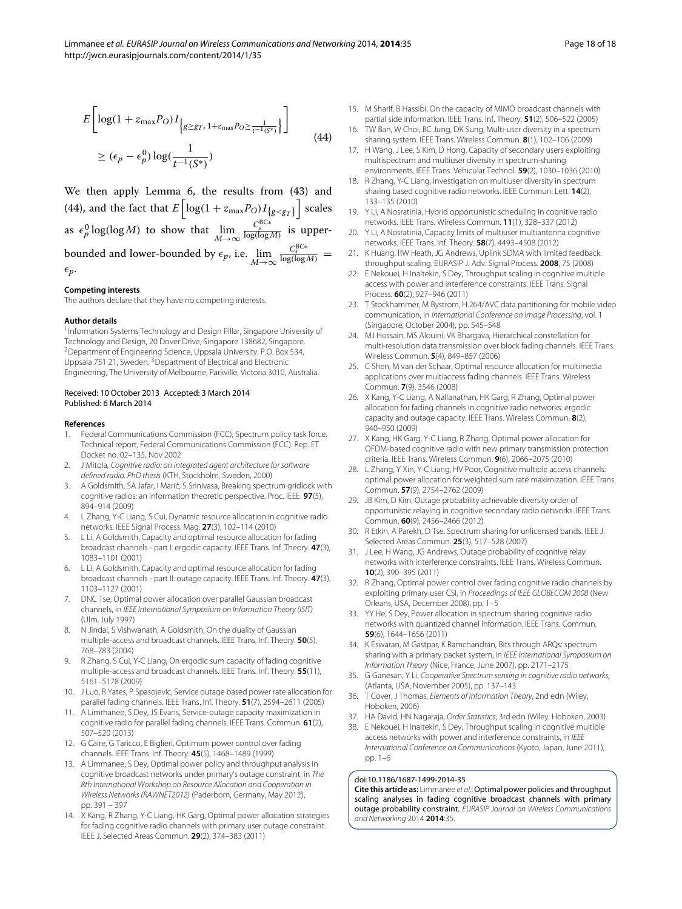$$E\left[\log(1+z_{\max}P_O)I_{\left\{g\geq g_T,\,1+z_{\max}P_O\geq\frac{1}{t^{-1}(S^*)}\right\}}\right] \geq (\epsilon_p-\epsilon_p^0)\log(\frac{1}{t^{-1}(S^*)}) \tag{44}$$

We then apply Lemma 6, the results from (43) and (44), and the fact that $E\left[\log(1+z_{\max}P_O)I_{\{g<g_T\}}\right]$ scales as $\epsilon_p^0\log(\log M)$ to show that $\lim_{M\to\infty}\frac{C_s^{\text{BC}*}}{\log(\log M)}$ is upper-bounded and lower-bounded by $\epsilon_p$, i.e. $\lim_{M\to\infty}\frac{C_s^{\text{BC}*}}{\log(\log M)}=\epsilon_p$.

### Competing interests

The authors declare that they have no competing interests.

### Author details

[1]Information Systems Technology and Design Pillar, Singapore University of Technology and Design, 20 Dover Drive, Singapore 138682, Singapore. [2]Department of Engineering Science, Uppsala University, P.O. Box 534, Uppsala 751 21, Sweden. [3]Department of Electrical and Electronic Engineering, The University of Melbourne, Parkville, Victoria 3010, Australia.

Received: 10 October 2013 Accepted: 3 March 2014
Published: 6 March 2014

### References

1. Federal Communications Commission (FCC), Spectrum policy task force. Technical report, Federal Communications Commission (FCC). Rep. ET Docket no. 02–135, Nov 2002
2. J Mitola, *Cognitive radio: an integrated agent architecture for software defined radio. PhD thesis* (KTH, Stockholm, Sweden, 2000)
3. A Goldsmith, SA Jafar, I Marić, S Srinivasa, Breaking spectrum gridlock with cognitive radios: an information theoretic perspective. Proc. IEEE. **97**(5), 894–914 (2009)
4. L Zhang, Y-C Liang, S Cui, Dynamic resource allocation in cognitive radio networks. IEEE Signal Process. Mag. **27**(3), 102–114 (2010)
5. L Li, A Goldsmith, Capacity and optimal resource allocation for fading broadcast channels - part I: ergodic capacity. IEEE Trans. Inf. Theory. **47**(3), 1083–1101 (2001)
6. L Li, A Goldsmith, Capacity and optimal resource allocation for fading broadcast channels - part II: outage capacity. IEEE Trans. Inf. Theory. **47**(3), 1103–1127 (2001)
7. DNC Tse, Optimal power allocation over parallel Gaussian broadcast channels, in *IEEE International Symposium on Information Theory (ISIT)* (Ulm, July 1997)
8. N Jindal, S Vishwanath, A Goldsmith, On the duality of Gaussian multiple-access and broadcast channels. IEEE Trans. Inf. Theory. **50**(5), 768–783 (2004)
9. R Zhang, S Cui, Y-C Liang, On ergodic sum capacity of fading cognitive multiple-access and broadcast channels. IEEE Trans. Inf. Theory. **55**(11), 5161–5178 (2009)
10. J Luo, R Yates, P Spasojevic, Service outage based power rate allocation for parallel fading channels. IEEE Trans. Inf. Theory. **51**(7), 2594–2611 (2005)
11. A Limmanee, S Dey, JS Evans, Service-outage capacity maximization in cognitive radio for parallel fading channels. IEEE Trans. Commun. **61**(2), 507–520 (2013)
12. G Caire, G Taricco, E Biglieri, Optimum power control over fading channels. IEEE Trans. Inf. Theory. **45**(5), 1468–1489 (1999)
13. A Limmanee, S Dey, Optimal power policy and throughput analysis in cognitive broadcast networks under primary's outage constraint, in *The 8th International Workshop on Resource Allocation and Cooperation in Wireless Networks (RAWNET2012)* (Paderborn, Germany, May 2012), pp. 391 – 397
14. X Kang, R Zhang, Y-C Liang, HK Garg, Optimal power allocation strategies for fading cognitive radio channels with primary user outage constraint. IEEE J. Selected Areas Commun. **29**(2), 374–383 (2011)
15. M Sharif, B Hassibi, On the capacity of MIMO broadcast channels with partial side information. IEEE Trans. Inf. Theory. **51**(2), 506–522 (2005)
16. TW Ban, W Choi, BC Jung, DK Sung, Multi-user diversity in a spectrum sharing system. IEEE Trans. Wireless Commun. **8**(1), 102–106 (2009)
17. H Wang, J Lee, S Kim, D Hong, Capacity of secondary users exploiting multispectrum and multiuser diversity in spectrum-sharing environments. IEEE Trans. Vehicular Technol. **59**(2), 1030–1036 (2010)
18. R Zhang, Y-C Liang, Investigation on multiuser diversity in spectrum sharing based cognitive radio networks. IEEE Commun. Lett. **14**(2), 133–135 (2010)
19. Y Li, A Nosratinia, Hybrid opportunistic scheduling in cognitive radio networks. IEEE Trans. Wireless Commun. **11**(1), 328–337 (2012)
20. Y Li, A Nosratinia, Capacity limits of multiuser multiantenna cognitive networks. IEEE Trans. Inf. Theory. **58**(7), 4493–4508 (2012)
21. K Huang, RW Heath, JG Andrews, Uplink SDMA with limited feedback: throughput scaling. EURASIP J. Adv. Signal Process. **2008**, 75 (2008)
22. E Nekouei, H Inaltekin, S Dey, Throughput scaling in cognitive multiple access with power and interference constraints. IEEE Trans. Signal Process. **60**(2), 927–946 (2011)
23. T Stockhammer, M Bystrom, H.264/AVC data partitioning for mobile video communication, in *International Conference on Image Processing*, vol. 1 (Singapore, October 2004), pp. 545–548
24. MJ Hossain, MS Alouini, VK Bhargava, Hierarchical constellation for multi-resolution data transmission over block fading channels. IEEE Trans. Wireless Commun. **5**(4), 849–857 (2006)
25. C Shen, M van der Schaar, Optimal resource allocation for multimedia applications over multiaccess fading channels. IEEE Trans. Wireless Commun. **7**(9), 3546 (2008)
26. X Kang, Y-C Liang, A Nallanathan, HK Garg, R Zhang, Optimal power allocation for fading channels in cognitive radio networks: ergodic capacity and outage capacity. IEEE Trans. Wireless Commun. **8**(2), 940–950 (2009)
27. X Kang, HK Garg, Y-C Liang, R Zhang, Optimal power allocation for OFDM-based cognitive radio with new primary transmission protection criteria. IEEE Trans. Wireless Commun. **9**(6), 2066–2075 (2010)
28. L Zhang, Y Xin, Y-C Liang, HV Poor, Cognitive multiple access channels: optimal power allocation for weighted sum rate maximization. IEEE Trans. Commun. **57**(9), 2754–2762 (2009)
29. JB Kim, D Kim, Outage probability achievable diversity order of opportunistic relaying in cognitive secondary radio networks. IEEE Trans. Commun. **60**(9), 2456–2466 (2012)
30. R Etkin, A Parekh, D Tse, Spectrum sharing for unlicensed bands. IEEE J. Selected Areas Commun. **25**(3), 517–528 (2007)
31. J Lee, H Wang, JG Andrews, Outage probability of cognitive relay networks with interference constraints. IEEE Trans. Wireless Commun. **10**(2), 390–395 (2011)
32. R Zhang, Optimal power control over fading cognitive radio channels by exploiting primary user CSI, in *Proceedings of IEEE GLOBECOM 2008* (New Orleans, USA, December 2008), pp. 1–5
33. YY He, S Dey, Power allocation in spectrum sharing cognitive radio networks with quantized channel information. IEEE Trans. Commun. **59**(6), 1644–1656 (2011)
34. K Eswaran, M Gastpar, K Ramchandran, Bits through ARQs: spectrum sharing with a primary packet system, in *IEEE International Symposium on Information Theory* (Nice, France, June 2007), pp. 2171–2175
35. G Ganesan, Y Li, *Cooperative Spectrum sensing in cognitive radio networks*, (Atlanta, USA, November 2005), pp. 137–143
36. T Cover, J Thomas, *Elements of Information Theory*, 2nd edn (Wiley, Hoboken, 2006)
37. HA David, HN Nagaraja, *Order Statistics*, 3rd edn (Wiley, Hoboken, 2003)
38. E Nekouei, H Inaltekin, S Dey, Throughput scaling in cognitive multiple access networks with power and interference constraints, in *IEEE International Conference on Communications* (Kyoto, Japan, June 2011), pp. 1–6

doi:10.1186/1687-1499-2014-35
**Cite this article as:** Limmanee *et al.*: Optimal power policies and throughput scaling analyses in fading cognitive broadcast channels with primary outage probability constraint. *EURASIP Journal on Wireless Communications and Networking* 2014 **2014**:35.